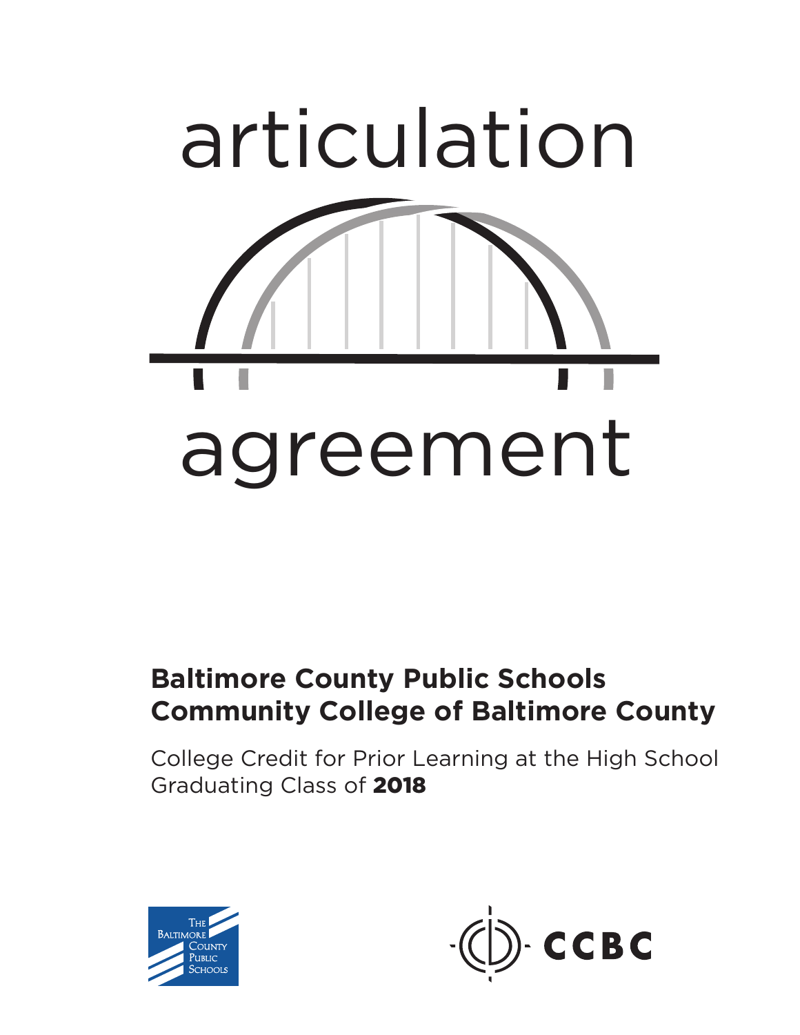# articulation agreement

**Baltimore County Public Schools**
**Community College of Baltimore County**

College Credit for Prior Learning at the High School
Graduating Class of **2018**

The Baltimore County Public Schools

CCBC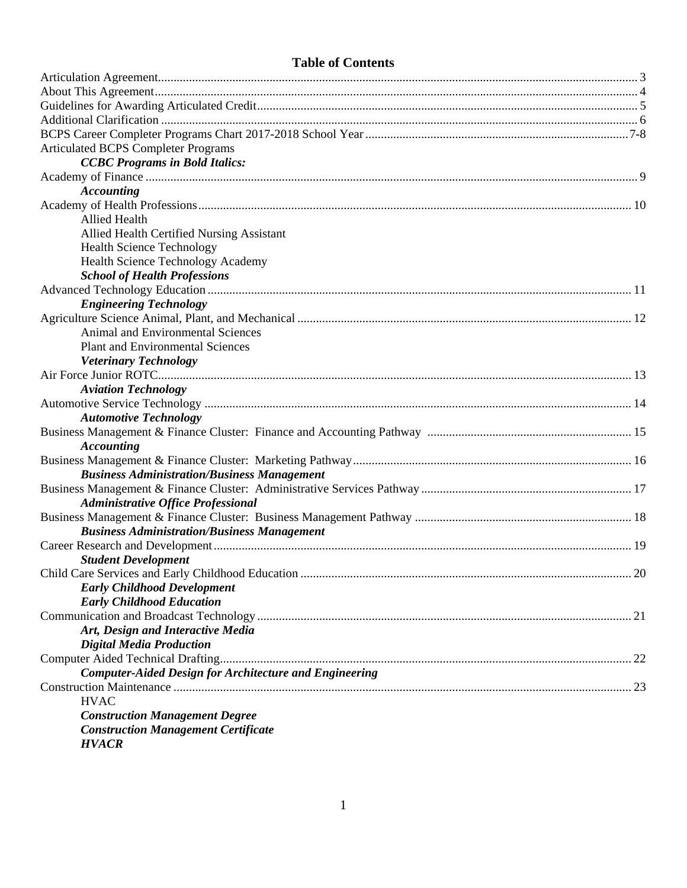# Table of Contents

Articulation Agreement ........ 3
About This Agreement ........ 4
Guidelines for Awarding Articulated Credit ........ 5
Additional Clarification ........ 6
BCPS Career Completer Programs Chart 2017-2018 School Year ........ 7-8
Articulated BCPS Completer Programs
    ***CCBC Programs in Bold Italics:***
Academy of Finance ........ 9
    ***Accounting***
Academy of Health Professions ........ 10
    Allied Health
    Allied Health Certified Nursing Assistant
    Health Science Technology
    Health Science Technology Academy
    ***School of Health Professions***
Advanced Technology Education ........ 11
    ***Engineering Technology***
Agriculture Science Animal, Plant, and Mechanical ........ 12
    Animal and Environmental Sciences
    Plant and Environmental Sciences
    ***Veterinary Technology***
Air Force Junior ROTC ........ 13
    ***Aviation Technology***
Automotive Service Technology ........ 14
    ***Automotive Technology***
Business Management & Finance Cluster: Finance and Accounting Pathway ........ 15
    ***Accounting***
Business Management & Finance Cluster: Marketing Pathway ........ 16
    ***Business Administration/Business Management***
Business Management & Finance Cluster: Administrative Services Pathway ........ 17
    ***Administrative Office Professional***
Business Management & Finance Cluster: Business Management Pathway ........ 18
    ***Business Administration/Business Management***
Career Research and Development ........ 19
    ***Student Development***
Child Care Services and Early Childhood Education ........ 20
    ***Early Childhood Development***
    ***Early Childhood Education***
Communication and Broadcast Technology ........ 21
    ***Art, Design and Interactive Media***
    ***Digital Media Production***
Computer Aided Technical Drafting ........ 22
    ***Computer-Aided Design for Architecture and Engineering***
Construction Maintenance ........ 23
    HVAC
    ***Construction Management Degree***
    ***Construction Management Certificate***
    ***HVACR***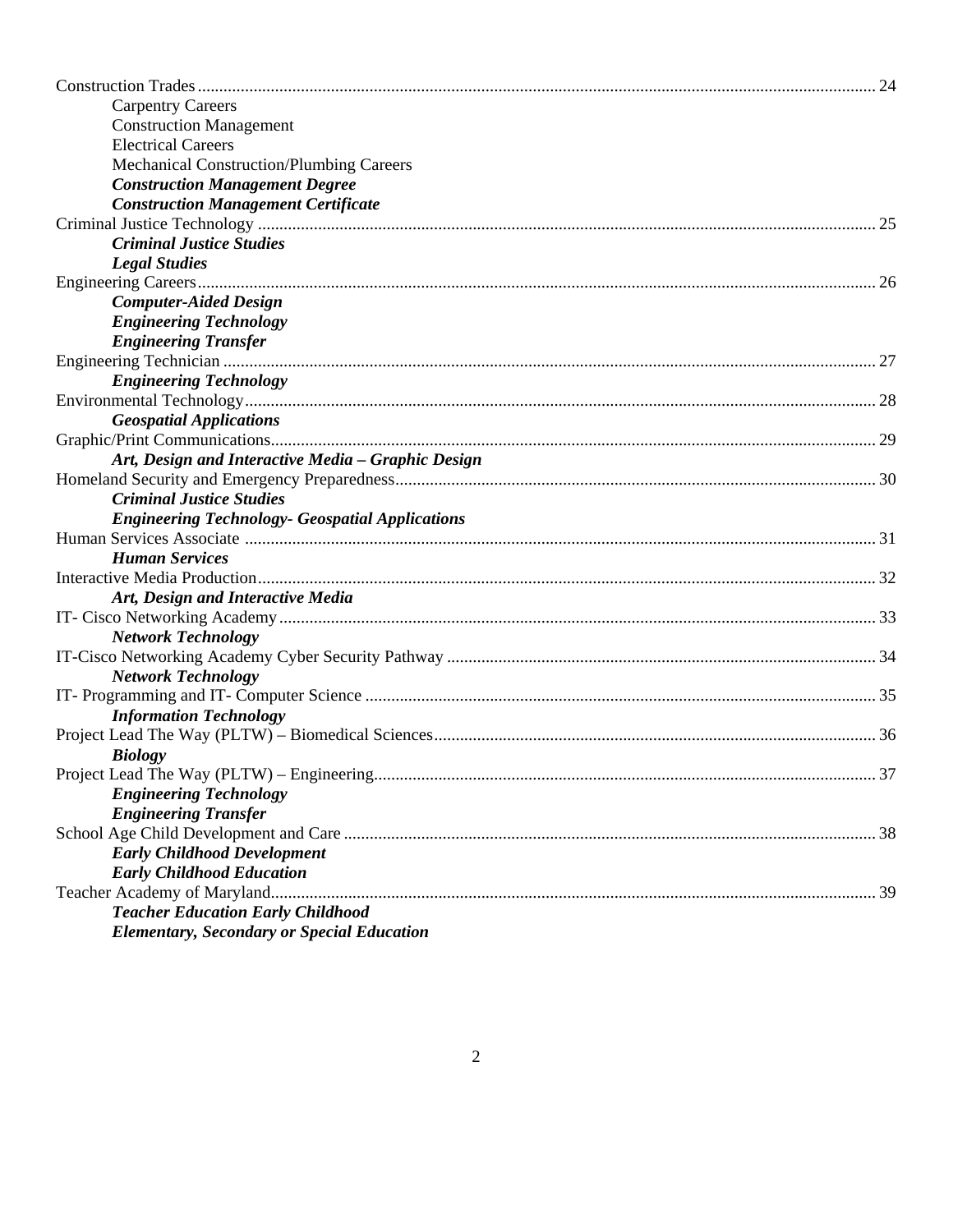Construction Trades ........................................................................................................ 24
- Carpentry Careers
- Construction Management
- Electrical Careers
- Mechanical Construction/Plumbing Careers
- ***Construction Management Degree***
- ***Construction Management Certificate***

Criminal Justice Technology ........................................................................................................ 25
- ***Criminal Justice Studies***
- ***Legal Studies***

Engineering Careers........................................................................................................ 26
- ***Computer-Aided Design***
- ***Engineering Technology***
- ***Engineering Transfer***

Engineering Technician ........................................................................................................ 27
- ***Engineering Technology***

Environmental Technology........................................................................................................ 28
- ***Geospatial Applications***

Graphic/Print Communications........................................................................................................ 29
- ***Art, Design and Interactive Media – Graphic Design***

Homeland Security and Emergency Preparedness........................................................................................................ 30
- ***Criminal Justice Studies***
- ***Engineering Technology- Geospatial Applications***

Human Services Associate ........................................................................................................ 31
- ***Human Services***

Interactive Media Production........................................................................................................ 32
- ***Art, Design and Interactive Media***

IT- Cisco Networking Academy........................................................................................................ 33
- ***Network Technology***

IT-Cisco Networking Academy Cyber Security Pathway ........................................................................................................ 34
- ***Network Technology***

IT- Programming and IT- Computer Science ........................................................................................................ 35
- ***Information Technology***

Project Lead The Way (PLTW) – Biomedical Sciences........................................................................................................ 36
- ***Biology***

Project Lead The Way (PLTW) – Engineering........................................................................................................ 37
- ***Engineering Technology***
- ***Engineering Transfer***

School Age Child Development and Care ........................................................................................................ 38
- ***Early Childhood Development***
- ***Early Childhood Education***

Teacher Academy of Maryland........................................................................................................ 39
- ***Teacher Education Early Childhood***
- ***Elementary, Secondary or Special Education***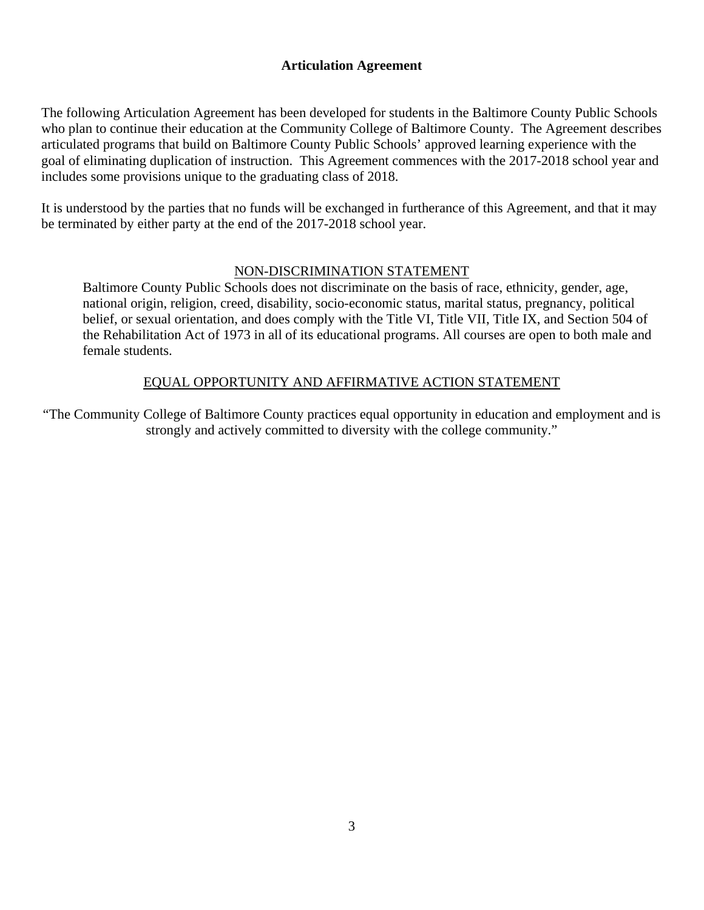# Articulation Agreement

The following Articulation Agreement has been developed for students in the Baltimore County Public Schools who plan to continue their education at the Community College of Baltimore County. The Agreement describes articulated programs that build on Baltimore County Public Schools' approved learning experience with the goal of eliminating duplication of instruction. This Agreement commences with the 2017-2018 school year and includes some provisions unique to the graduating class of 2018.

It is understood by the parties that no funds will be exchanged in furtherance of this Agreement, and that it may be terminated by either party at the end of the 2017-2018 school year.

## NON-DISCRIMINATION STATEMENT

Baltimore County Public Schools does not discriminate on the basis of race, ethnicity, gender, age, national origin, religion, creed, disability, socio-economic status, marital status, pregnancy, political belief, or sexual orientation, and does comply with the Title VI, Title VII, Title IX, and Section 504 of the Rehabilitation Act of 1973 in all of its educational programs. All courses are open to both male and female students.

## EQUAL OPPORTUNITY AND AFFIRMATIVE ACTION STATEMENT

"The Community College of Baltimore County practices equal opportunity in education and employment and is strongly and actively committed to diversity with the college community."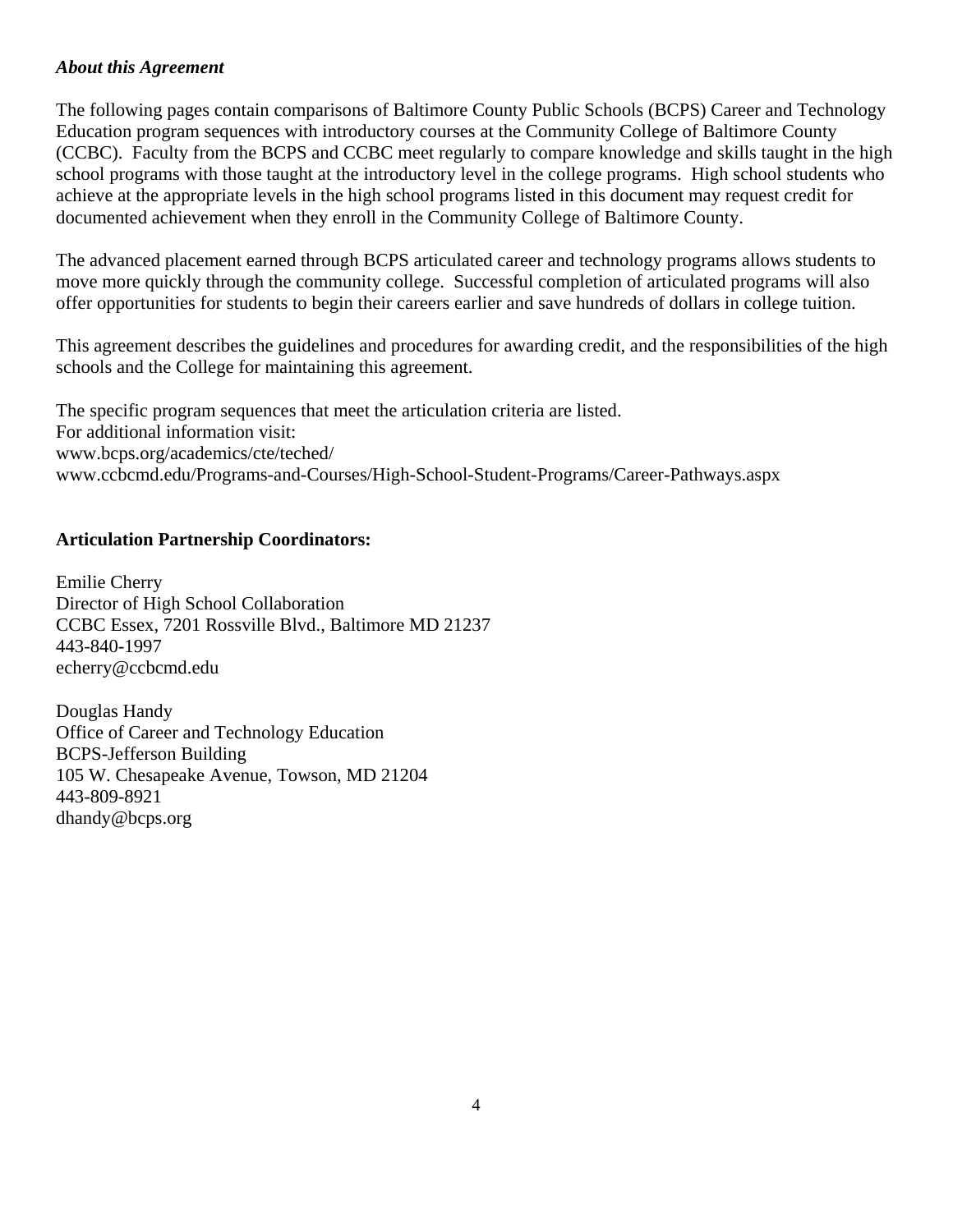***About this Agreement***

The following pages contain comparisons of Baltimore County Public Schools (BCPS) Career and Technology Education program sequences with introductory courses at the Community College of Baltimore County (CCBC). Faculty from the BCPS and CCBC meet regularly to compare knowledge and skills taught in the high school programs with those taught at the introductory level in the college programs. High school students who achieve at the appropriate levels in the high school programs listed in this document may request credit for documented achievement when they enroll in the Community College of Baltimore County.

The advanced placement earned through BCPS articulated career and technology programs allows students to move more quickly through the community college. Successful completion of articulated programs will also offer opportunities for students to begin their careers earlier and save hundreds of dollars in college tuition.

This agreement describes the guidelines and procedures for awarding credit, and the responsibilities of the high schools and the College for maintaining this agreement.

The specific program sequences that meet the articulation criteria are listed.
For additional information visit:
www.bcps.org/academics/cte/teched/
www.ccbcmd.edu/Programs-and-Courses/High-School-Student-Programs/Career-Pathways.aspx

**Articulation Partnership Coordinators:**

Emilie Cherry
Director of High School Collaboration
CCBC Essex, 7201 Rossville Blvd., Baltimore MD 21237
443-840-1997
echerry@ccbcmd.edu

Douglas Handy
Office of Career and Technology Education
BCPS-Jefferson Building
105 W. Chesapeake Avenue, Towson, MD 21204
443-809-8921
dhandy@bcps.org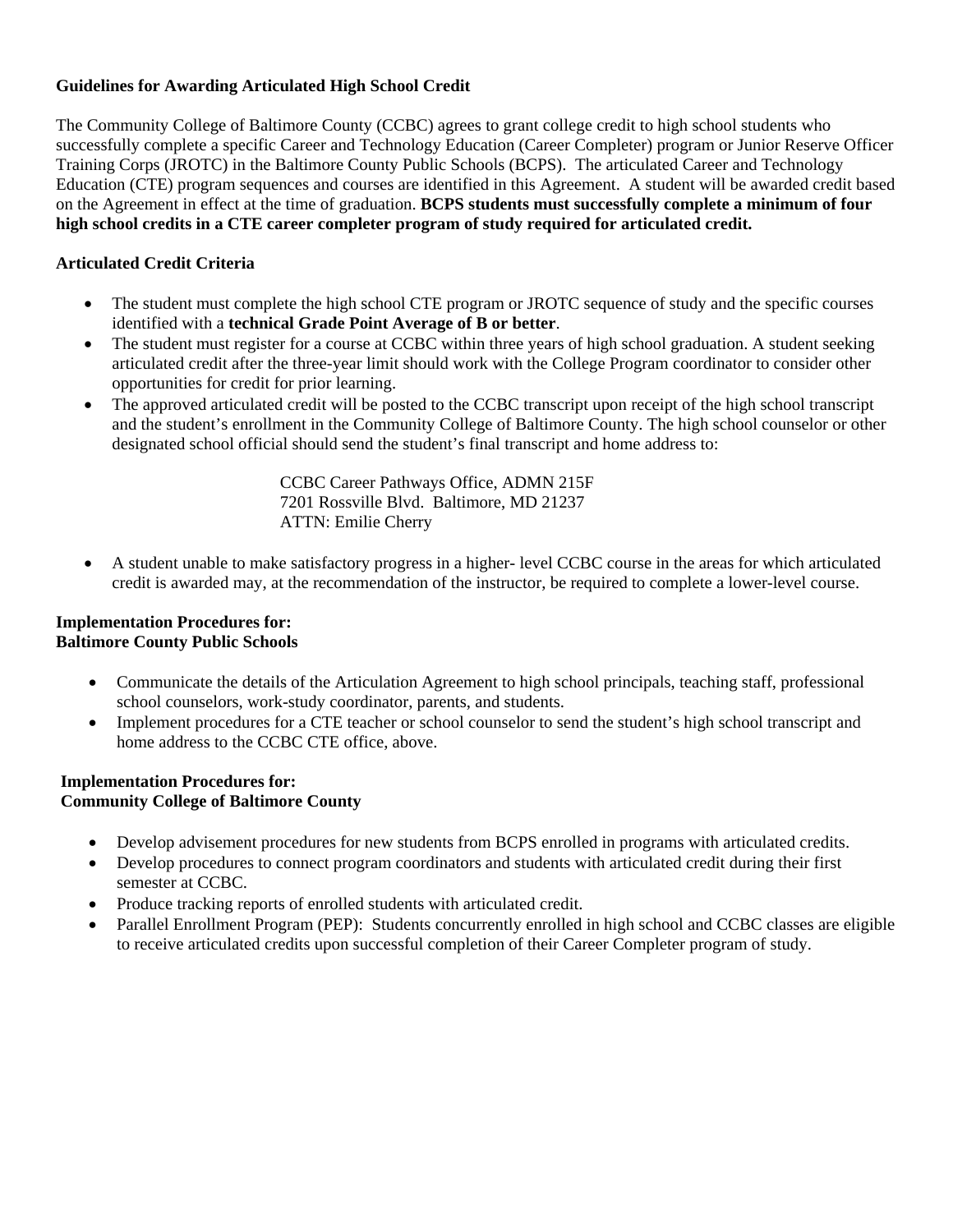**Guidelines for Awarding Articulated High School Credit**

The Community College of Baltimore County (CCBC) agrees to grant college credit to high school students who successfully complete a specific Career and Technology Education (Career Completer) program or Junior Reserve Officer Training Corps (JROTC) in the Baltimore County Public Schools (BCPS). The articulated Career and Technology Education (CTE) program sequences and courses are identified in this Agreement. A student will be awarded credit based on the Agreement in effect at the time of graduation. **BCPS students must successfully complete a minimum of four high school credits in a CTE career completer program of study required for articulated credit.**

**Articulated Credit Criteria**

- The student must complete the high school CTE program or JROTC sequence of study and the specific courses identified with a **technical Grade Point Average of B or better**.
- The student must register for a course at CCBC within three years of high school graduation. A student seeking articulated credit after the three-year limit should work with the College Program coordinator to consider other opportunities for credit for prior learning.
- The approved articulated credit will be posted to the CCBC transcript upon receipt of the high school transcript and the student's enrollment in the Community College of Baltimore County. The high school counselor or other designated school official should send the student's final transcript and home address to:

  CCBC Career Pathways Office, ADMN 215F
  7201 Rossville Blvd. Baltimore, MD 21237
  ATTN: Emilie Cherry

- A student unable to make satisfactory progress in a higher- level CCBC course in the areas for which articulated credit is awarded may, at the recommendation of the instructor, be required to complete a lower-level course.

**Implementation Procedures for:**
**Baltimore County Public Schools**

- Communicate the details of the Articulation Agreement to high school principals, teaching staff, professional school counselors, work-study coordinator, parents, and students.
- Implement procedures for a CTE teacher or school counselor to send the student's high school transcript and home address to the CCBC CTE office, above.

**Implementation Procedures for:**
**Community College of Baltimore County**

- Develop advisement procedures for new students from BCPS enrolled in programs with articulated credits.
- Develop procedures to connect program coordinators and students with articulated credit during their first semester at CCBC.
- Produce tracking reports of enrolled students with articulated credit.
- Parallel Enrollment Program (PEP): Students concurrently enrolled in high school and CCBC classes are eligible to receive articulated credits upon successful completion of their Career Completer program of study.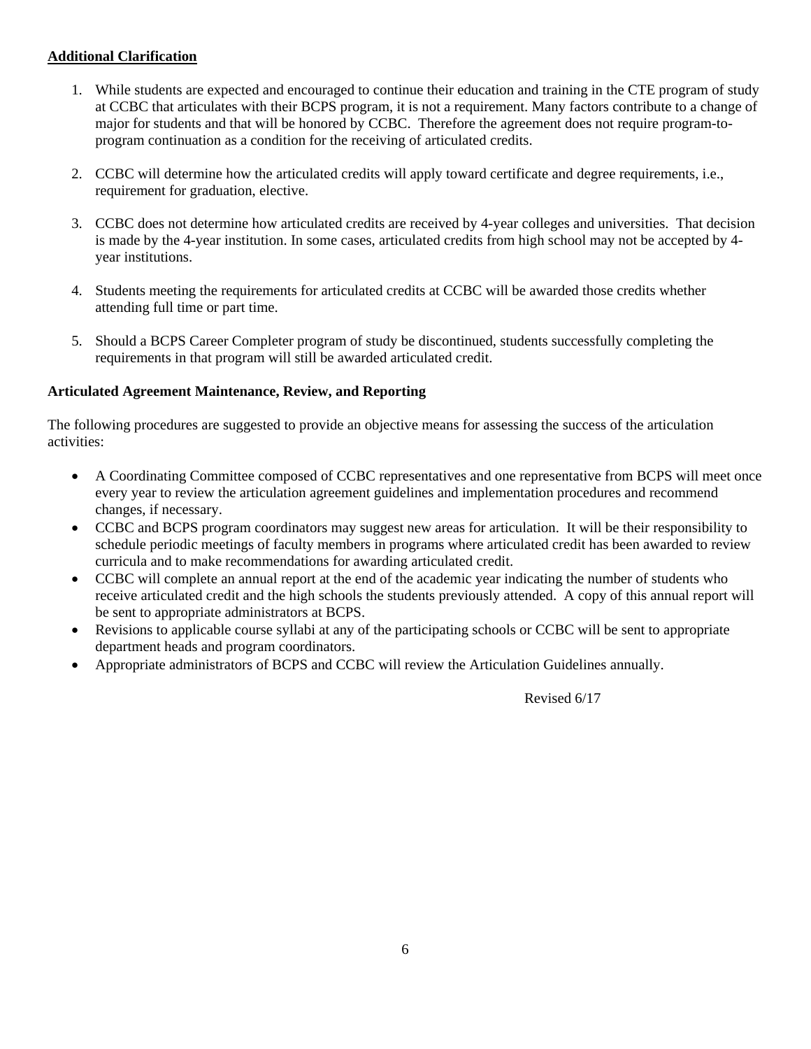**Additional Clarification**

1. While students are expected and encouraged to continue their education and training in the CTE program of study at CCBC that articulates with their BCPS program, it is not a requirement. Many factors contribute to a change of major for students and that will be honored by CCBC. Therefore the agreement does not require program-to-program continuation as a condition for the receiving of articulated credits.

2. CCBC will determine how the articulated credits will apply toward certificate and degree requirements, i.e., requirement for graduation, elective.

3. CCBC does not determine how articulated credits are received by 4-year colleges and universities. That decision is made by the 4-year institution. In some cases, articulated credits from high school may not be accepted by 4-year institutions.

4. Students meeting the requirements for articulated credits at CCBC will be awarded those credits whether attending full time or part time.

5. Should a BCPS Career Completer program of study be discontinued, students successfully completing the requirements in that program will still be awarded articulated credit.

**Articulated Agreement Maintenance, Review, and Reporting**

The following procedures are suggested to provide an objective means for assessing the success of the articulation activities:

- A Coordinating Committee composed of CCBC representatives and one representative from BCPS will meet once every year to review the articulation agreement guidelines and implementation procedures and recommend changes, if necessary.
- CCBC and BCPS program coordinators may suggest new areas for articulation. It will be their responsibility to schedule periodic meetings of faculty members in programs where articulated credit has been awarded to review curricula and to make recommendations for awarding articulated credit.
- CCBC will complete an annual report at the end of the academic year indicating the number of students who receive articulated credit and the high schools the students previously attended. A copy of this annual report will be sent to appropriate administrators at BCPS.
- Revisions to applicable course syllabi at any of the participating schools or CCBC will be sent to appropriate department heads and program coordinators.
- Appropriate administrators of BCPS and CCBC will review the Articulation Guidelines annually.

Revised 6/17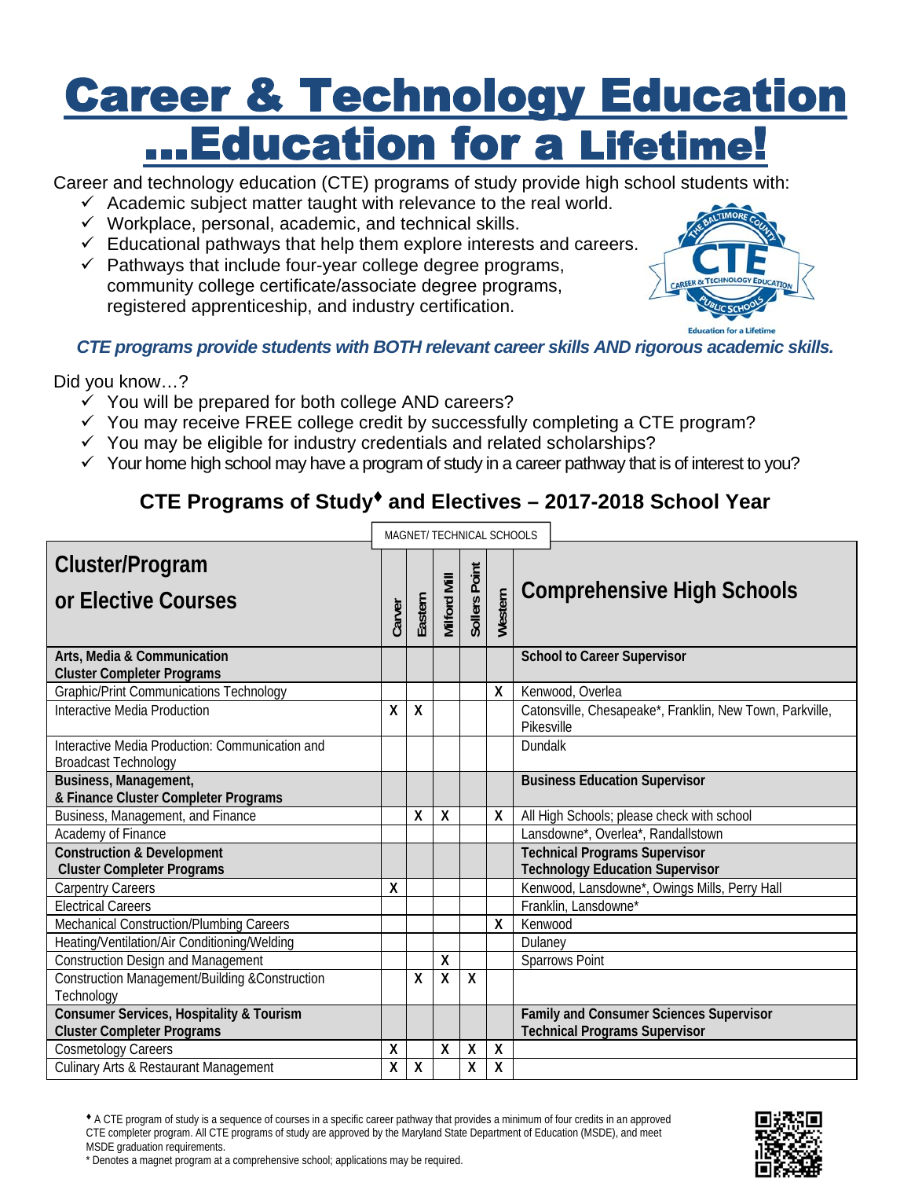# Career & Technology Education ...Education for a Lifetime!

Career and technology education (CTE) programs of study provide high school students with:

- ✓ Academic subject matter taught with relevance to the real world.
- ✓ Workplace, personal, academic, and technical skills.
- ✓ Educational pathways that help them explore interests and careers.
- ✓ Pathways that include four-year college degree programs, community college certificate/associate degree programs, registered apprenticeship, and industry certification.

***CTE programs provide students with BOTH relevant career skills AND rigorous academic skills.***

Did you know…?

- ✓ You will be prepared for both college AND careers?
- ✓ You may receive FREE college credit by successfully completing a CTE program?
- ✓ You may be eligible for industry credentials and related scholarships?
- ✓ Your home high school may have a program of study in a career pathway that is of interest to you?

## CTE Programs of Study♦ and Electives – 2017-2018 School Year

| Cluster/Program or Elective Courses | MAGNET/ TECHNICAL SCHOOLS: Carver | Eastern | Milford Mill | Sollers Point | Western | Comprehensive High Schools |
|---|---|---|---|---|---|---|
| **Arts, Media & Communication Cluster Completer Programs** | | | | | | **School to Career Supervisor** |
| Graphic/Print Communications Technology | | | | | X | Kenwood, Overlea |
| Interactive Media Production | X | X | | | | Catonsville, Chesapeake*, Franklin, New Town, Parkville, Pikesville |
| Interactive Media Production: Communication and Broadcast Technology | | | | | | Dundalk |
| **Business, Management, & Finance Cluster Completer Programs** | | | | | | **Business Education Supervisor** |
| Business, Management, and Finance | | X | X | | X | All High Schools; please check with school |
| Academy of Finance | | | | | | Lansdowne*, Overlea*, Randallstown |
| **Construction & Development Cluster Completer Programs** | | | | | | **Technical Programs Supervisor Technology Education Supervisor** |
| Carpentry Careers | X | | | | | Kenwood, Lansdowne*, Owings Mills, Perry Hall |
| Electrical Careers | | | | | | Franklin, Lansdowne* |
| Mechanical Construction/Plumbing Careers | | | | | X | Kenwood |
| Heating/Ventilation/Air Conditioning/Welding | | | | | | Dulaney |
| Construction Design and Management | | | X | | | Sparrows Point |
| Construction Management/Building &Construction Technology | | X | X | X | | |
| **Consumer Services, Hospitality & Tourism Cluster Completer Programs** | | | | | | **Family and Consumer Sciences Supervisor Technical Programs Supervisor** |
| Cosmetology Careers | X | | X | X | X | |
| Culinary Arts & Restaurant Management | X | X | | X | X | |

♦ A CTE program of study is a sequence of courses in a specific career pathway that provides a minimum of four credits in an approved CTE completer program. All CTE programs of study are approved by the Maryland State Department of Education (MSDE), and meet MSDE graduation requirements.

\* Denotes a magnet program at a comprehensive school; applications may be required.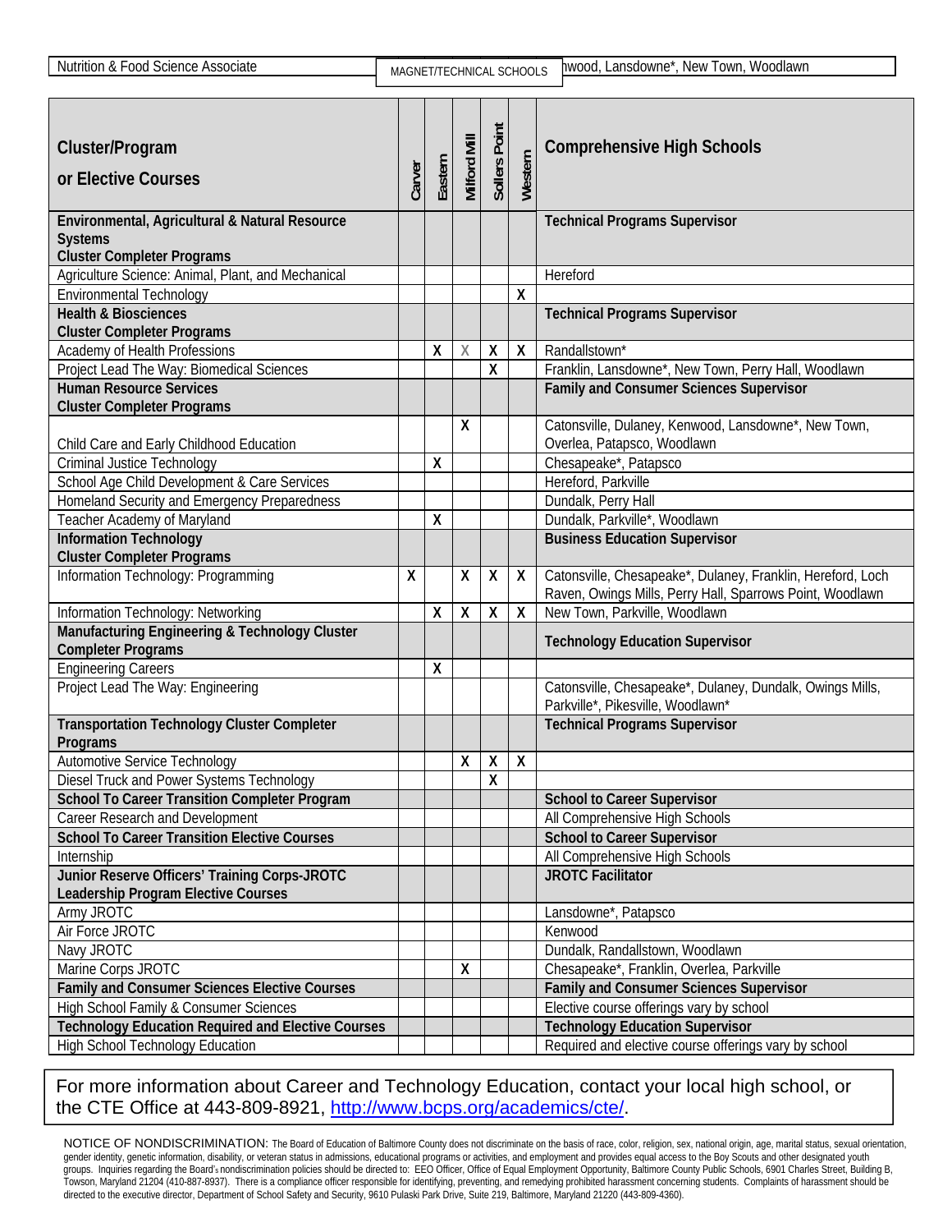| Nutrition & Food Science Associate | MAGNET/TECHNICAL SCHOOLS | hwood, Lansdowne*, New Town, Woodlawn |
|---|---|---|

| Cluster/Program or Elective Courses | Carver | Eastern | Milford Mill | Sollers Point | Western | Comprehensive High Schools |
|---|---|---|---|---|---|---|
| **Environmental, Agricultural & Natural Resource Systems Cluster Completer Programs** | | | | | | **Technical Programs Supervisor** |
| Agriculture Science: Animal, Plant, and Mechanical | | | | | | Hereford |
| Environmental Technology | | | | | X | |
| **Health & Biosciences Cluster Completer Programs** | | | | | | **Technical Programs Supervisor** |
| Academy of Health Professions | | X | X | X | X | Randallstown* |
| Project Lead The Way: Biomedical Sciences | | | | X | | Franklin, Lansdowne*, New Town, Perry Hall, Woodlawn |
| **Human Resource Services Cluster Completer Programs** | | | | | | **Family and Consumer Sciences Supervisor** |
| Child Care and Early Childhood Education | | | X | | | Catonsville, Dulaney, Kenwood, Lansdowne*, New Town, Overlea, Patapsco, Woodlawn |
| Criminal Justice Technology | | X | | | | Chesapeake*, Patapsco |
| School Age Child Development & Care Services | | | | | | Hereford, Parkville |
| Homeland Security and Emergency Preparedness | | | | | | Dundalk, Perry Hall |
| Teacher Academy of Maryland | | X | | | | Dundalk, Parkville*, Woodlawn |
| **Information Technology Cluster Completer Programs** | | | | | | **Business Education Supervisor** |
| Information Technology: Programming | X | | X | X | X | Catonsville, Chesapeake*, Dulaney, Franklin, Hereford, Loch Raven, Owings Mills, Perry Hall, Sparrows Point, Woodlawn |
| Information Technology: Networking | | X | X | X | X | New Town, Parkville, Woodlawn |
| **Manufacturing Engineering & Technology Cluster Completer Programs** | | | | | | **Technology Education Supervisor** |
| Engineering Careers | | X | | | | |
| Project Lead The Way: Engineering | | | | | | Catonsville, Chesapeake*, Dulaney, Dundalk, Owings Mills, Parkville*, Pikesville, Woodlawn* |
| **Transportation Technology Cluster Completer Programs** | | | | | | **Technical Programs Supervisor** |
| Automotive Service Technology | | | X | X | X | |
| Diesel Truck and Power Systems Technology | | | | X | | |
| **School To Career Transition Completer Program** | | | | | | **School to Career Supervisor** |
| Career Research and Development | | | | | | All Comprehensive High Schools |
| **School To Career Transition Elective Courses** | | | | | | **School to Career Supervisor** |
| Internship | | | | | | All Comprehensive High Schools |
| **Junior Reserve Officers' Training Corps-JROTC Leadership Program Elective Courses** | | | | | | **JROTC Facilitator** |
| Army JROTC | | | | | | Lansdowne*, Patapsco |
| Air Force JROTC | | | | | | Kenwood |
| Navy JROTC | | | | | | Dundalk, Randallstown, Woodlawn |
| Marine Corps JROTC | | | X | | | Chesapeake*, Franklin, Overlea, Parkville |
| **Family and Consumer Sciences Elective Courses** | | | | | | **Family and Consumer Sciences Supervisor** |
| High School Family & Consumer Sciences | | | | | | Elective course offerings vary by school |
| **Technology Education Required and Elective Courses** | | | | | | **Technology Education Supervisor** |
| High School Technology Education | | | | | | Required and elective course offerings vary by school |

For more information about Career and Technology Education, contact your local high school, or the CTE Office at 443-809-8921, http://www.bcps.org/academics/cte/.

NOTICE OF NONDISCRIMINATION: The Board of Education of Baltimore County does not discriminate on the basis of race, color, religion, sex, national origin, age, marital status, sexual orientation, gender identity, genetic information, disability, or veteran status in admissions, educational programs or activities, and employment and provides equal access to the Boy Scouts and other designated youth groups. Inquiries regarding the Board's nondiscrimination policies should be directed to: EEO Officer, Office of Equal Employment Opportunity, Baltimore County Public Schools, 6901 Charles Street, Building B, Towson, Maryland 21204 (410-887-8937). There is a compliance officer responsible for identifying, preventing, and remedying prohibited harassment concerning students. Complaints of harassment should be directed to the executive director, Department of School Safety and Security, 9610 Pulaski Park Drive, Suite 219, Baltimore, Maryland 21220 (443-809-4360).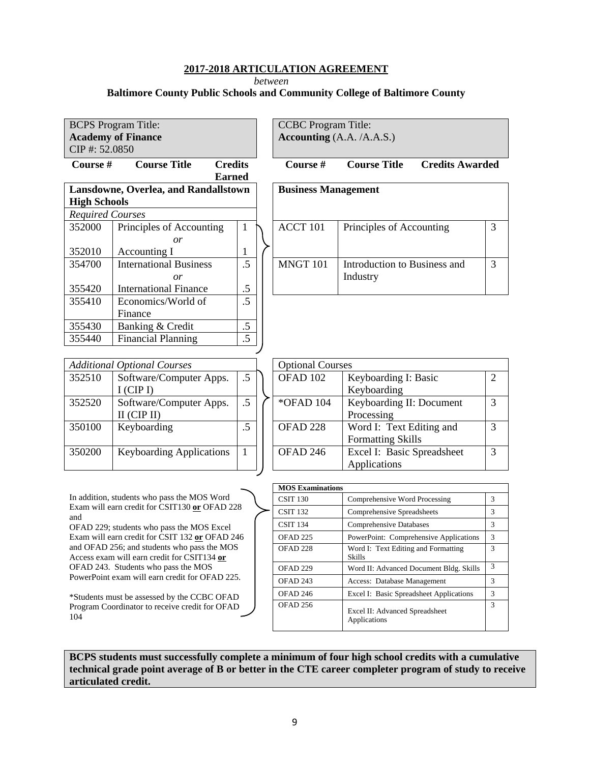## 2017-2018 ARTICULATION AGREEMENT

*between*

**Baltimore County Public Schools and Community College of Baltimore County**

| BCPS Program Title: **Academy of Finance** CIP #: 52.0850 | | | CCBC Program Title: **Accounting** (A.A. /A.A.S.) | | |
|---|---|---|---|---|---|
| **Course #** | **Course Title** | **Credits Earned** | **Course #** | **Course Title** | **Credits Awarded** |
| **Lansdowne, Overlea, and Randallstown High Schools** | | | **Business Management** | | |
| *Required Courses* | | | | | |
| 352000 | Principles of Accounting *or* | 1 | ACCT 101 | Principles of Accounting | 3 |
| 352010 | Accounting I | 1 | | | |
| 354700 | International Business *or* | .5 | MNGT 101 | Introduction to Business and Industry | 3 |
| 355420 | International Finance | .5 | | | |
| 355410 | Economics/World of Finance | .5 | | | |
| 355430 | Banking & Credit | .5 | | | |
| 355440 | Financial Planning | .5 | | | |

| *Additional Optional Courses* | | | Optional Courses | | |
|---|---|---|---|---|---|
| 352510 | Software/Computer Apps. I (CIP I) | .5 | OFAD 102 | Keyboarding I: Basic Keyboarding | 2 |
| 352520 | Software/Computer Apps. II (CIP II) | .5 | *OFAD 104 | Keyboarding II: Document Processing | 3 |
| 350100 | Keyboarding | .5 | OFAD 228 | Word I: Text Editing and Formatting Skills | 3 |
| 350200 | Keyboarding Applications | 1 | OFAD 246 | Excel I: Basic Spreadsheet Applications | 3 |

In addition, students who pass the MOS Word Exam will earn credit for CSIT130 **or** OFAD 228 and OFAD 229; students who pass the MOS Excel Exam will earn credit for CSIT 132 **or** OFAD 246 and OFAD 256; and students who pass the MOS Access exam will earn credit for CSIT134 **or** OFAD 243. Students who pass the MOS PowerPoint exam will earn credit for OFAD 225.

*Students must be assessed by the CCBC OFAD Program Coordinator to receive credit for OFAD 104

| **MOS Examinations** | | |
|---|---|---|
| CSIT 130 | Comprehensive Word Processing | 3 |
| CSIT 132 | Comprehensive Spreadsheets | 3 |
| CSIT 134 | Comprehensive Databases | 3 |
| OFAD 225 | PowerPoint: Comprehensive Applications | 3 |
| OFAD 228 | Word I: Text Editing and Formatting Skills | 3 |
| OFAD 229 | Word II: Advanced Document Bldg. Skills | 3 |
| OFAD 243 | Access: Database Management | 3 |
| OFAD 246 | Excel I: Basic Spreadsheet Applications | 3 |
| OFAD 256 | Excel II: Advanced Spreadsheet Applications | 3 |

**BCPS students must successfully complete a minimum of four high school credits with a cumulative technical grade point average of B or better in the CTE career completer program of study to receive articulated credit.**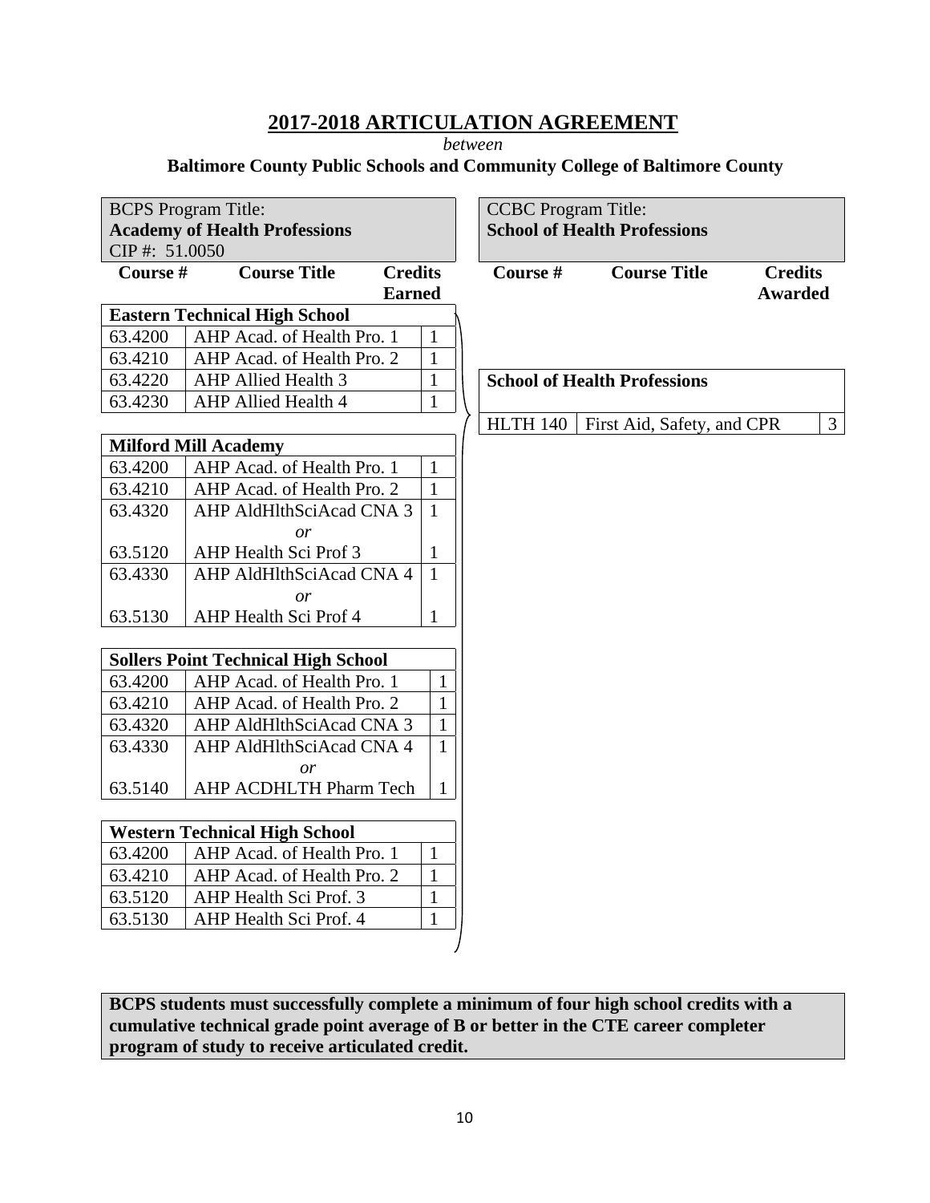# 2017-2018 ARTICULATION AGREEMENT

*between*

**Baltimore County Public Schools and Community College of Baltimore County**

| BCPS Program Title: **Academy of Health Professions** CIP #: 51.0050 | | |
|---|---|---|
| **Course #** | **Course Title** | **Credits Earned** |
| **Eastern Technical High School** | | |
| 63.4200 | AHP Acad. of Health Pro. 1 | 1 |
| 63.4210 | AHP Acad. of Health Pro. 2 | 1 |
| 63.4220 | AHP Allied Health 3 | 1 |
| 63.4230 | AHP Allied Health 4 | 1 |
| **Milford Mill Academy** | | |
| 63.4200 | AHP Acad. of Health Pro. 1 | 1 |
| 63.4210 | AHP Acad. of Health Pro. 2 | 1 |
| 63.4320 | AHP AldHlthSciAcad CNA 3 | 1 |
| | *or* | |
| 63.5120 | AHP Health Sci Prof 3 | 1 |
| 63.4330 | AHP AldHlthSciAcad CNA 4 | 1 |
| | *or* | |
| 63.5130 | AHP Health Sci Prof 4 | 1 |
| **Sollers Point Technical High School** | | |
| 63.4200 | AHP Acad. of Health Pro. 1 | 1 |
| 63.4210 | AHP Acad. of Health Pro. 2 | 1 |
| 63.4320 | AHP AldHlthSciAcad CNA 3 | 1 |
| 63.4330 | AHP AldHlthSciAcad CNA 4 | 1 |
| | *or* | |
| 63.5140 | AHP ACDHLTH Pharm Tech | 1 |
| **Western Technical High School** | | |
| 63.4200 | AHP Acad. of Health Pro. 1 | 1 |
| 63.4210 | AHP Acad. of Health Pro. 2 | 1 |
| 63.5120 | AHP Health Sci Prof. 3 | 1 |
| 63.5130 | AHP Health Sci Prof. 4 | 1 |

| CCBC Program Title: **School of Health Professions** | | |
|---|---|---|
| **Course #** | **Course Title** | **Credits Awarded** |
| **School of Health Professions** | | |
| HLTH 140 | First Aid, Safety, and CPR | 3 |

**BCPS students must successfully complete a minimum of four high school credits with a cumulative technical grade point average of B or better in the CTE career completer program of study to receive articulated credit.**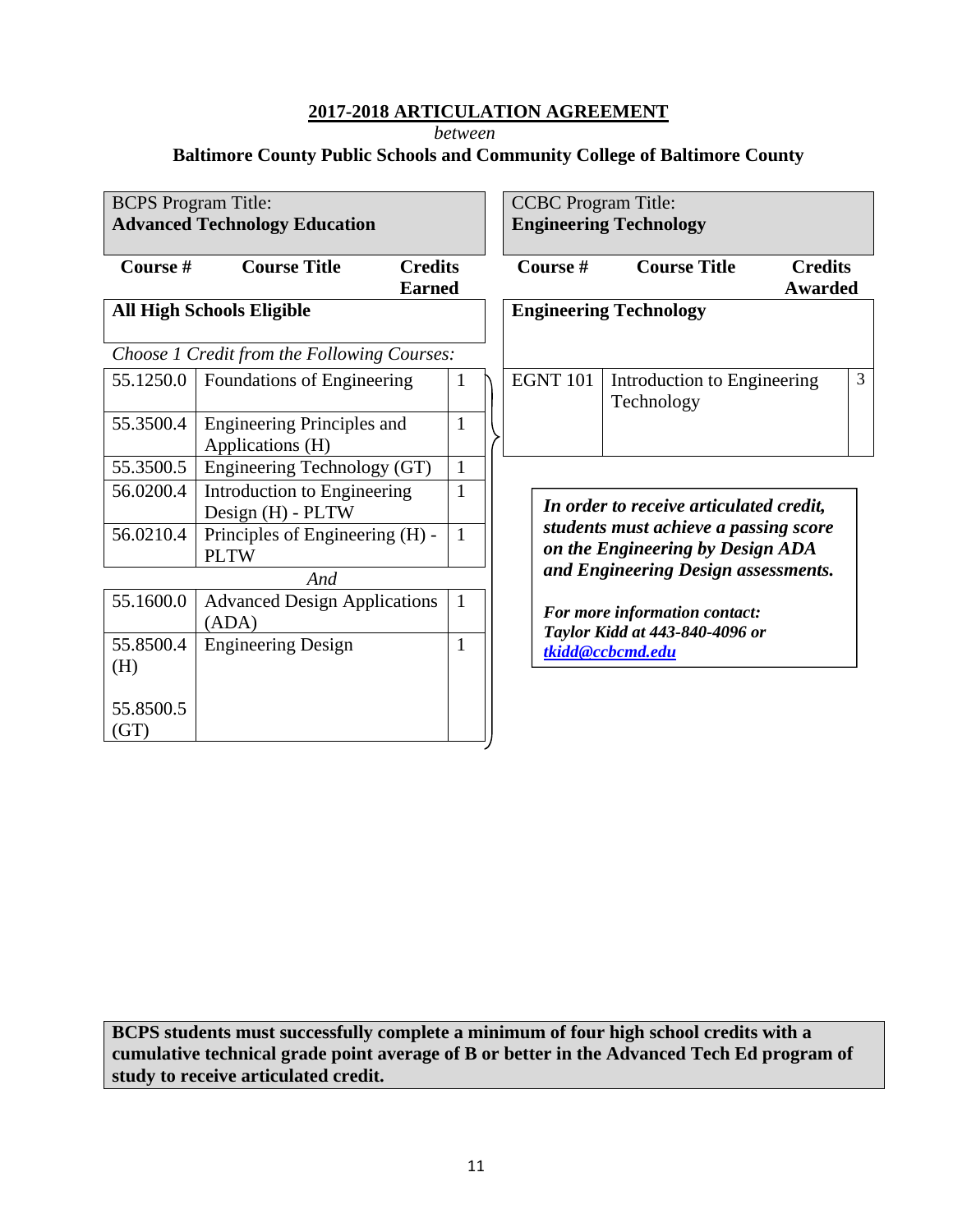**2017-2018 ARTICULATION AGREEMENT**

*between*

**Baltimore County Public Schools and Community College of Baltimore County**

| BCPS Program Title: **Advanced Technology Education** | | |
|---|---|---|
| **Course #** | **Course Title** | **Credits Earned** |
| **All High Schools Eligible** | | |
| *Choose 1 Credit from the Following Courses:* | | |
| 55.1250.0 | Foundations of Engineering | 1 |
| 55.3500.4 | Engineering Principles and Applications (H) | 1 |
| 55.3500.5 | Engineering Technology (GT) | 1 |
| 56.0200.4 | Introduction to Engineering Design (H) - PLTW | 1 |
| 56.0210.4 | Principles of Engineering (H) - PLTW | 1 |
| *And* | | |
| 55.1600.0 | Advanced Design Applications (ADA) | 1 |
| 55.8500.4 (H)<br>55.8500.5 (GT) | Engineering Design | 1 |

| CCBC Program Title: **Engineering Technology** | | |
|---|---|---|
| **Course #** | **Course Title** | **Credits Awarded** |
| **Engineering Technology** | | |
| EGNT 101 | Introduction to Engineering Technology | 3 |

***In order to receive articulated credit, students must achieve a passing score on the Engineering by Design ADA and Engineering Design assessments.***

***For more information contact: Taylor Kidd at 443-840-4096 or tkidd@ccbcmd.edu***

**BCPS students must successfully complete a minimum of four high school credits with a cumulative technical grade point average of B or better in the Advanced Tech Ed program of study to receive articulated credit.**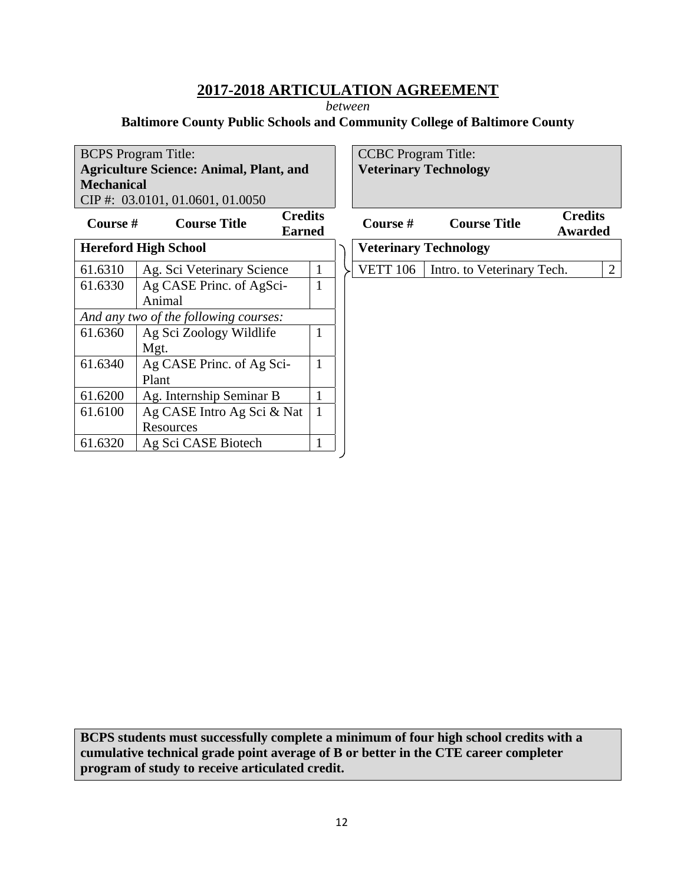## 2017-2018 ARTICULATION AGREEMENT

*between*

**Baltimore County Public Schools and Community College of Baltimore County**

| BCPS Program Title: **Agriculture Science: Animal, Plant, and Mechanical** CIP #: 03.0101, 01.0601, 01.0050 | | |
|---|---|---|
| **Course #** | **Course Title** | **Credits Earned** |
| **Hereford High School** | | |
| 61.6310 | Ag. Sci Veterinary Science | 1 |
| 61.6330 | Ag CASE Princ. of AgSci-Animal | 1 |
| *And any two of the following courses:* | | |
| 61.6360 | Ag Sci Zoology Wildlife Mgt. | 1 |
| 61.6340 | Ag CASE Princ. of Ag Sci-Plant | 1 |
| 61.6200 | Ag. Internship Seminar B | 1 |
| 61.6100 | Ag CASE Intro Ag Sci & Nat Resources | 1 |
| 61.6320 | Ag Sci CASE Biotech | 1 |

| CCBC Program Title: **Veterinary Technology** | | |
|---|---|---|
| **Course #** | **Course Title** | **Credits Awarded** |
| **Veterinary Technology** | | |
| VETT 106 | Intro. to Veterinary Tech. | 2 |

**BCPS students must successfully complete a minimum of four high school credits with a cumulative technical grade point average of B or better in the CTE career completer program of study to receive articulated credit.**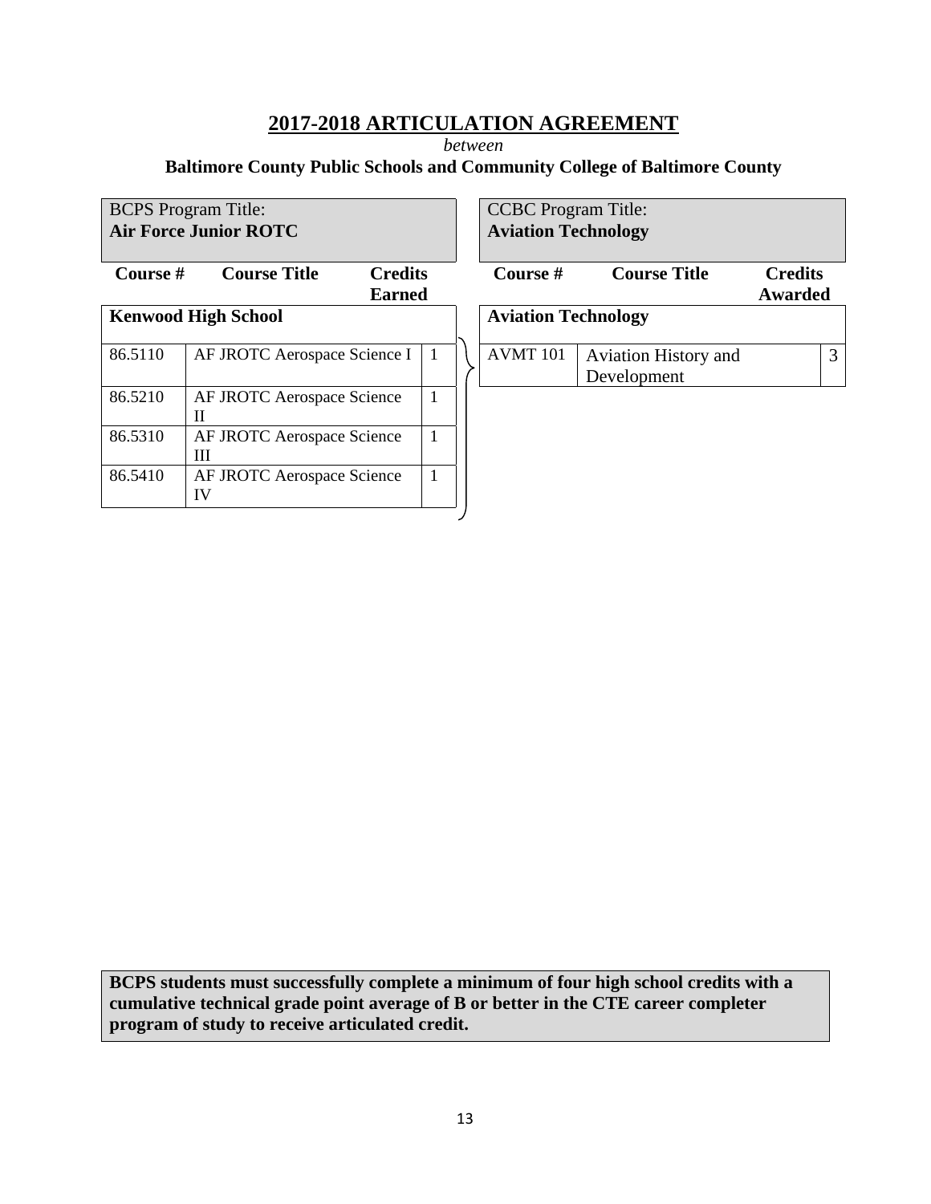# 2017-2018 ARTICULATION AGREEMENT

*between*

**Baltimore County Public Schools and Community College of Baltimore County**

| BCPS Program Title: **Air Force Junior ROTC** | | | CCBC Program Title: **Aviation Technology** | | |
|---|---|---|---|---|---|
| **Course #** | **Course Title** | **Credits Earned** | **Course #** | **Course Title** | **Credits Awarded** |
| **Kenwood High School** | | | **Aviation Technology** | | |
| 86.5110 | AF JROTC Aerospace Science I | 1 | AVMT 101 | Aviation History and Development | 3 |
| 86.5210 | AF JROTC Aerospace Science II | 1 | | | |
| 86.5310 | AF JROTC Aerospace Science III | 1 | | | |
| 86.5410 | AF JROTC Aerospace Science IV | 1 | | | |

**BCPS students must successfully complete a minimum of four high school credits with a cumulative technical grade point average of B or better in the CTE career completer program of study to receive articulated credit.**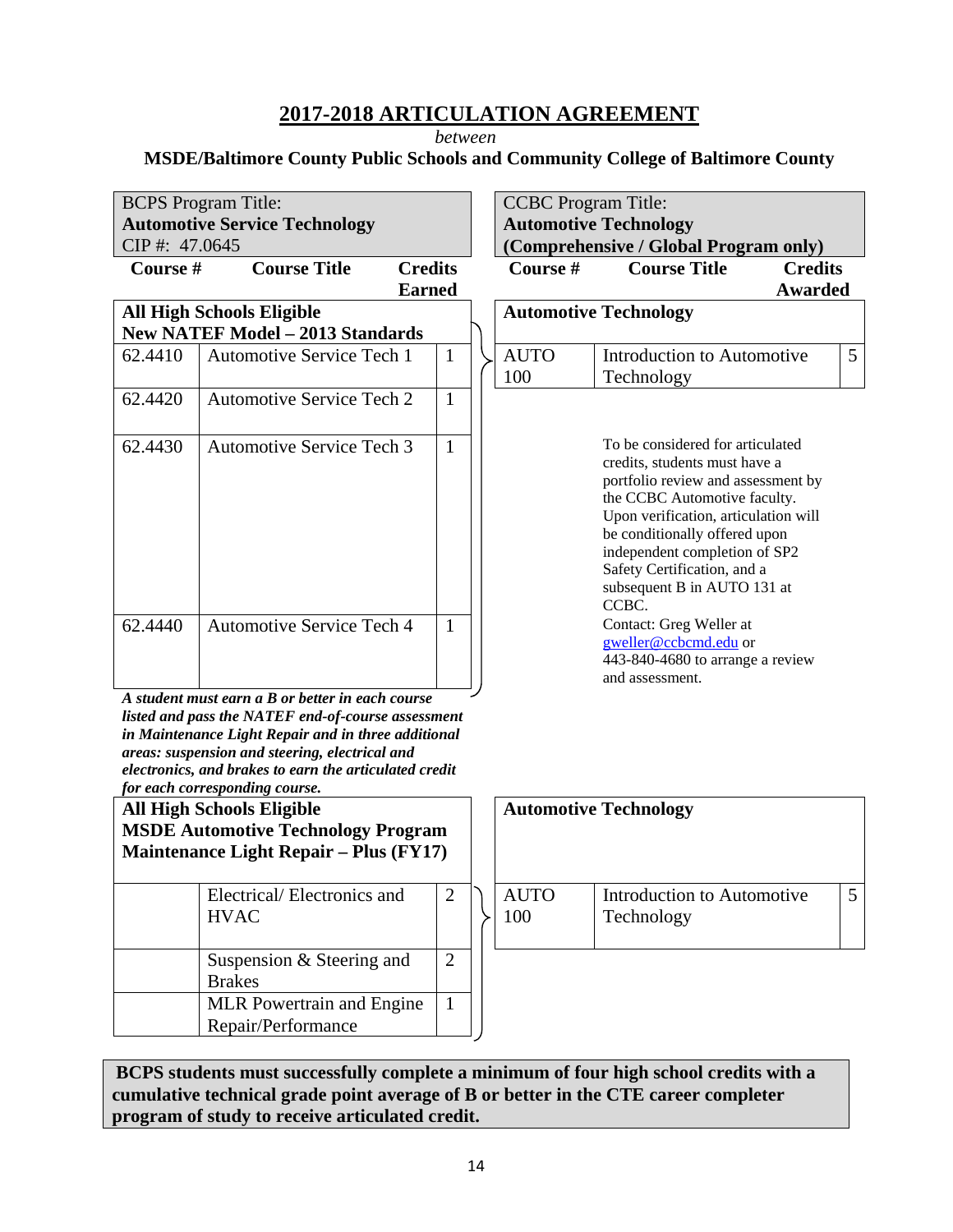## 2017-2018 ARTICULATION AGREEMENT

*between*

**MSDE/Baltimore County Public Schools and Community College of Baltimore County**

| BCPS Program Title: **Automotive Service Technology** CIP #: 47.0645 | | | CCBC Program Title: **Automotive Technology (Comprehensive / Global Program only)** | | |
|---|---|---|---|---|---|
| **Course #** | **Course Title** | **Credits Earned** | **Course #** | **Course Title** | **Credits Awarded** |
| **All High Schools Eligible New NATEF Model – 2013 Standards** | | | **Automotive Technology** | | |
| 62.4410 | Automotive Service Tech 1 | 1 | AUTO 100 | Introduction to Automotive Technology | 5 |
| 62.4420 | Automotive Service Tech 2 | 1 | | | |
| 62.4430 | Automotive Service Tech 3 | 1 | | To be considered for articulated credits, students must have a portfolio review and assessment by the CCBC Automotive faculty. Upon verification, articulation will be conditionally offered upon independent completion of SP2 Safety Certification, and a subsequent B in AUTO 131 at CCBC. | |
| 62.4440 | Automotive Service Tech 4 | 1 | | Contact: Greg Weller at gweller@ccbcmd.edu or 443-840-4680 to arrange a review and assessment. | |

***A student must earn a B or better in each course listed and pass the NATEF end-of-course assessment in Maintenance Light Repair and in three additional areas: suspension and steering, electrical and electronics, and brakes to earn the articulated credit for each corresponding course.***

| **All High Schools Eligible MSDE Automotive Technology Program Maintenance Light Repair – Plus (FY17)** | | | **Automotive Technology** | | |
|---|---|---|---|---|---|
| | Electrical/ Electronics and HVAC | 2 | AUTO 100 | Introduction to Automotive Technology | 5 |
| | Suspension & Steering and Brakes | 2 | | | |
| | MLR Powertrain and Engine Repair/Performance | 1 | | | |

**BCPS students must successfully complete a minimum of four high school credits with a cumulative technical grade point average of B or better in the CTE career completer program of study to receive articulated credit.**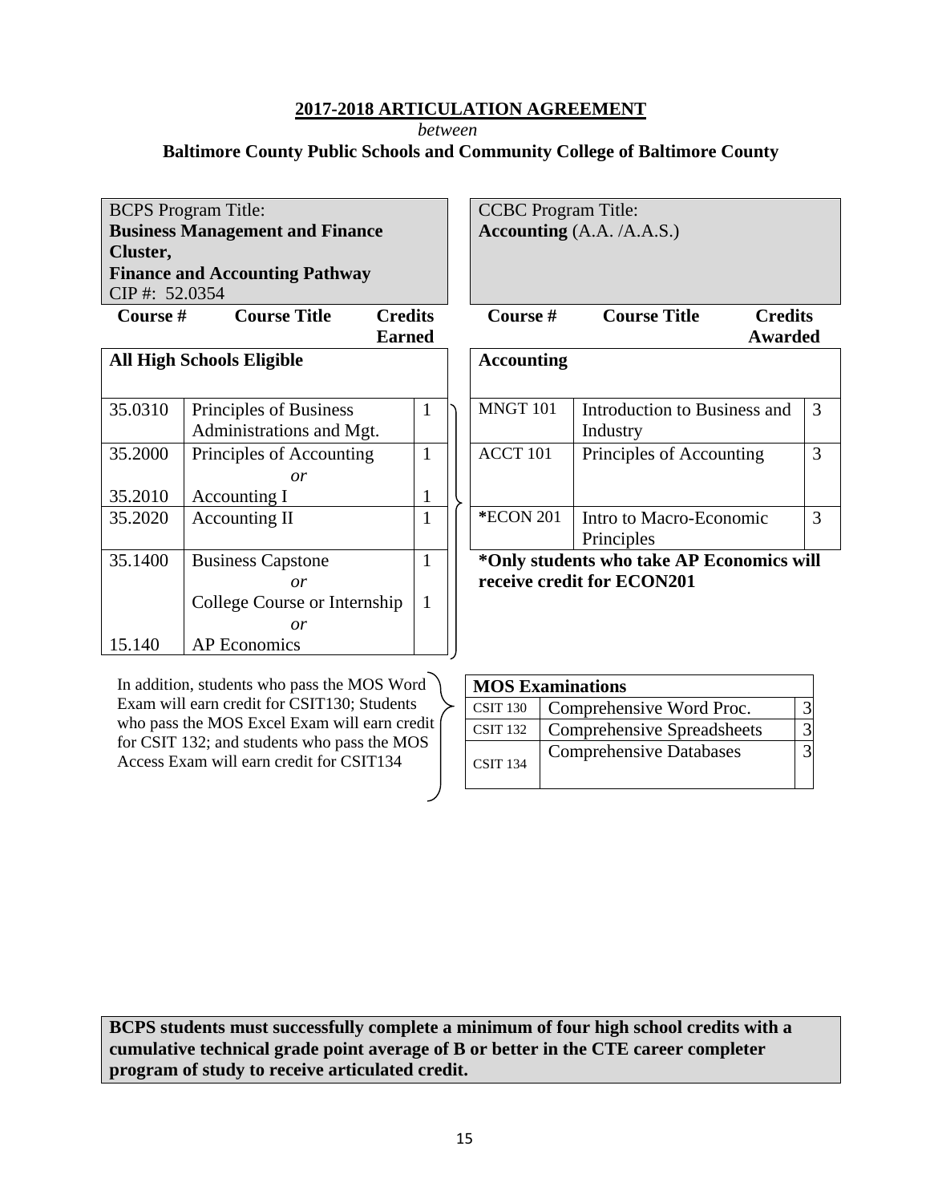**2017-2018 ARTICULATION AGREEMENT**

*between*

**Baltimore County Public Schools and Community College of Baltimore County**

| BCPS Program Title: **Business Management and Finance Cluster, Finance and Accounting Pathway** CIP #: 52.0354 | | |
|---|---|---|
| **Course #** | **Course Title** | **Credits Earned** |
| **All High Schools Eligible** | | |
| 35.0310 | Principles of Business Administrations and Mgt. | 1 |
| 35.2000 | Principles of Accounting *or* | 1 |
| 35.2010 | Accounting I | 1 |
| 35.2020 | Accounting II | 1 |
| 35.1400 | Business Capstone *or* | 1 |
| | College Course or Internship *or* | 1 |
| 15.140 | AP Economics | |

| CCBC Program Title: **Accounting** (A.A. /A.A.S.) | | |
|---|---|---|
| **Course #** | **Course Title** | **Credits Awarded** |
| **Accounting** | | |
| MNGT 101 | Introduction to Business and Industry | 3 |
| ACCT 101 | Principles of Accounting | 3 |
| *ECON 201 | Intro to Macro-Economic Principles | 3 |

**\*Only students who take AP Economics will receive credit for ECON201**

In addition, students who pass the MOS Word Exam will earn credit for CSIT130; Students who pass the MOS Excel Exam will earn credit for CSIT 132; and students who pass the MOS Access Exam will earn credit for CSIT134

| **MOS Examinations** | | |
|---|---|---|
| CSIT 130 | Comprehensive Word Proc. | 3 |
| CSIT 132 | Comprehensive Spreadsheets | 3 |
| CSIT 134 | Comprehensive Databases | 3 |

**BCPS students must successfully complete a minimum of four high school credits with a cumulative technical grade point average of B or better in the CTE career completer program of study to receive articulated credit.**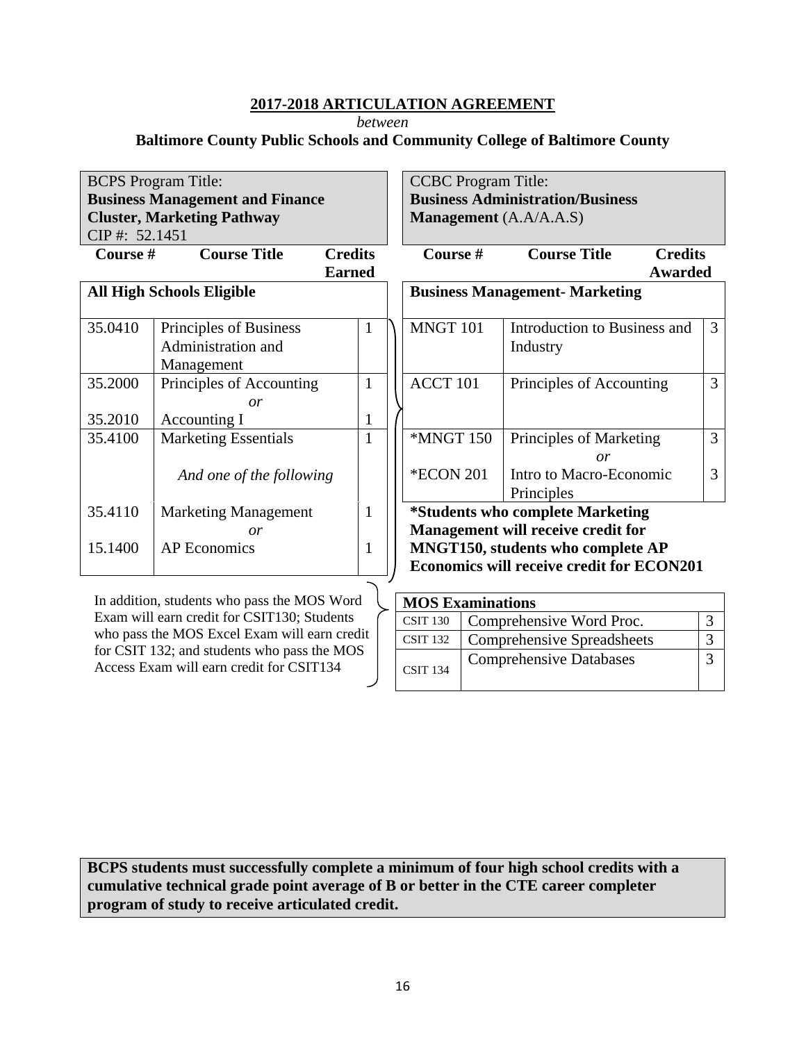**2017-2018 ARTICULATION AGREEMENT**

*between*

**Baltimore County Public Schools and Community College of Baltimore County**

| BCPS Program Title: **Business Management and Finance Cluster, Marketing Pathway** CIP #: 52.1451 | | | CCBC Program Title: **Business Administration/Business Management** (A.A/A.A.S) | | |
|---|---|---|---|---|---|
| **Course #** | **Course Title** | **Credits Earned** | **Course #** | **Course Title** | **Credits Awarded** |
| **All High Schools Eligible** | | | **Business Management- Marketing** | | |
| 35.0410 | Principles of Business Administration and Management | 1 | MNGT 101 | Introduction to Business and Industry | 3 |
| 35.2000 | Principles of Accounting *or* | 1 | ACCT 101 | Principles of Accounting | 3 |
| 35.2010 | Accounting I | 1 | | | |
| 35.4100 | Marketing Essentials | 1 | *MNGT 150 | Principles of Marketing *or* | 3 |
| | *And one of the following* | | *ECON 201 | Intro to Macro-Economic Principles | 3 |
| 35.4110 | Marketing Management *or* | 1 | **\*Students who complete Marketing Management will receive credit for MNGT150, students who complete AP Economics will receive credit for ECON201** | | |
| 15.1400 | AP Economics | 1 | | | |

In addition, students who pass the MOS Word Exam will earn credit for CSIT130; Students who pass the MOS Excel Exam will earn credit for CSIT 132; and students who pass the MOS Access Exam will earn credit for CSIT134

| **MOS Examinations** | | |
|---|---|---|
| CSIT 130 | Comprehensive Word Proc. | 3 |
| CSIT 132 | Comprehensive Spreadsheets | 3 |
| CSIT 134 | Comprehensive Databases | 3 |

**BCPS students must successfully complete a minimum of four high school credits with a cumulative technical grade point average of B or better in the CTE career completer program of study to receive articulated credit.**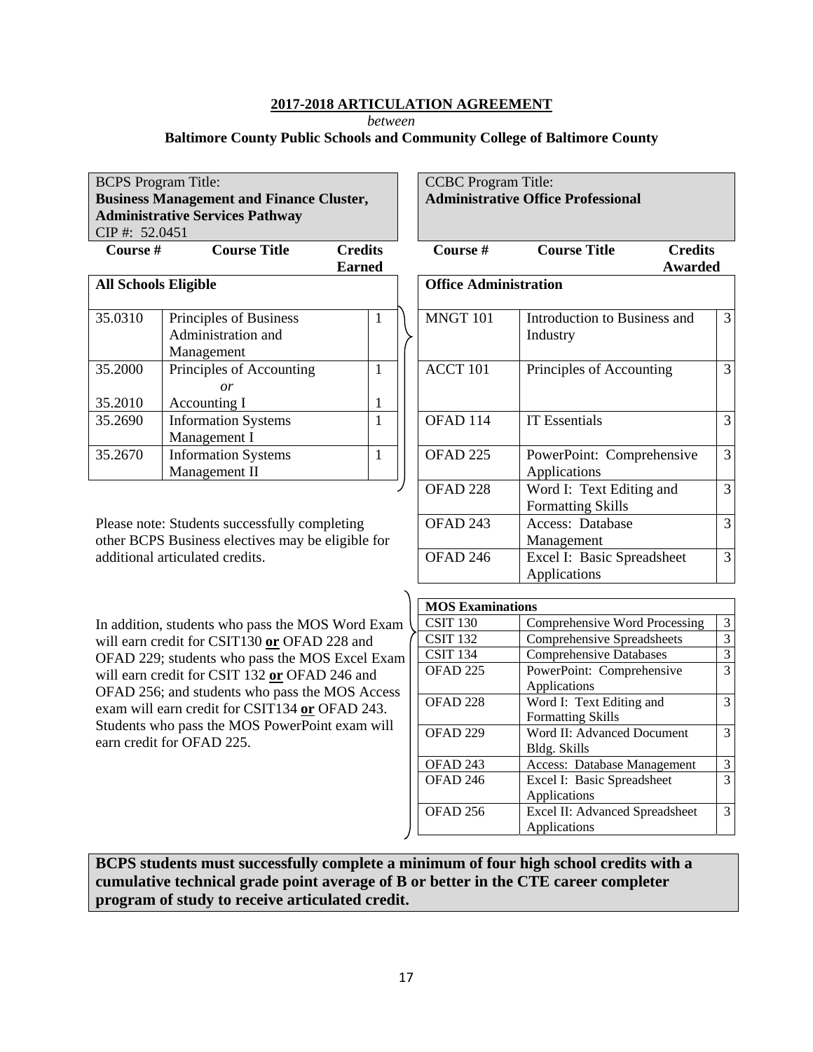**2017-2018 ARTICULATION AGREEMENT**

*between*

**Baltimore County Public Schools and Community College of Baltimore County**

BCPS Program Title:
**Business Management and Finance Cluster, Administrative Services Pathway**
CIP #: 52.0451

| Course # | Course Title | Credits Earned |
|---|---|---|
| **All Schools Eligible** | | |
| 35.0310 | Principles of Business Administration and Management | 1 |
| 35.2000 | Principles of Accounting | 1 |
| | *or* | |
| 35.2010 | Accounting I | 1 |
| 35.2690 | Information Systems Management I | 1 |
| 35.2670 | Information Systems Management II | 1 |

CCBC Program Title:
**Administrative Office Professional**

| Course # | Course Title | Credits Awarded |
|---|---|---|
| **Office Administration** | | |
| MNGT 101 | Introduction to Business and Industry | 3 |
| ACCT 101 | Principles of Accounting | 3 |
| OFAD 114 | IT Essentials | 3 |
| OFAD 225 | PowerPoint: Comprehensive Applications | 3 |
| OFAD 228 | Word I: Text Editing and Formatting Skills | 3 |
| OFAD 243 | Access: Database Management | 3 |
| OFAD 246 | Excel I: Basic Spreadsheet Applications | 3 |

Please note: Students successfully completing other BCPS Business electives may be eligible for additional articulated credits.

In addition, students who pass the MOS Word Exam will earn credit for CSIT130 **or** OFAD 228 and OFAD 229; students who pass the MOS Excel Exam will earn credit for CSIT 132 **or** OFAD 246 and OFAD 256; and students who pass the MOS Access exam will earn credit for CSIT134 **or** OFAD 243. Students who pass the MOS PowerPoint exam will earn credit for OFAD 225.

| **MOS Examinations** | | |
|---|---|---|
| CSIT 130 | Comprehensive Word Processing | 3 |
| CSIT 132 | Comprehensive Spreadsheets | 3 |
| CSIT 134 | Comprehensive Databases | 3 |
| OFAD 225 | PowerPoint: Comprehensive Applications | 3 |
| OFAD 228 | Word I: Text Editing and Formatting Skills | 3 |
| OFAD 229 | Word II: Advanced Document Bldg. Skills | 3 |
| OFAD 243 | Access: Database Management | 3 |
| OFAD 246 | Excel I: Basic Spreadsheet Applications | 3 |
| OFAD 256 | Excel II: Advanced Spreadsheet Applications | 3 |

**BCPS students must successfully complete a minimum of four high school credits with a cumulative technical grade point average of B or better in the CTE career completer program of study to receive articulated credit.**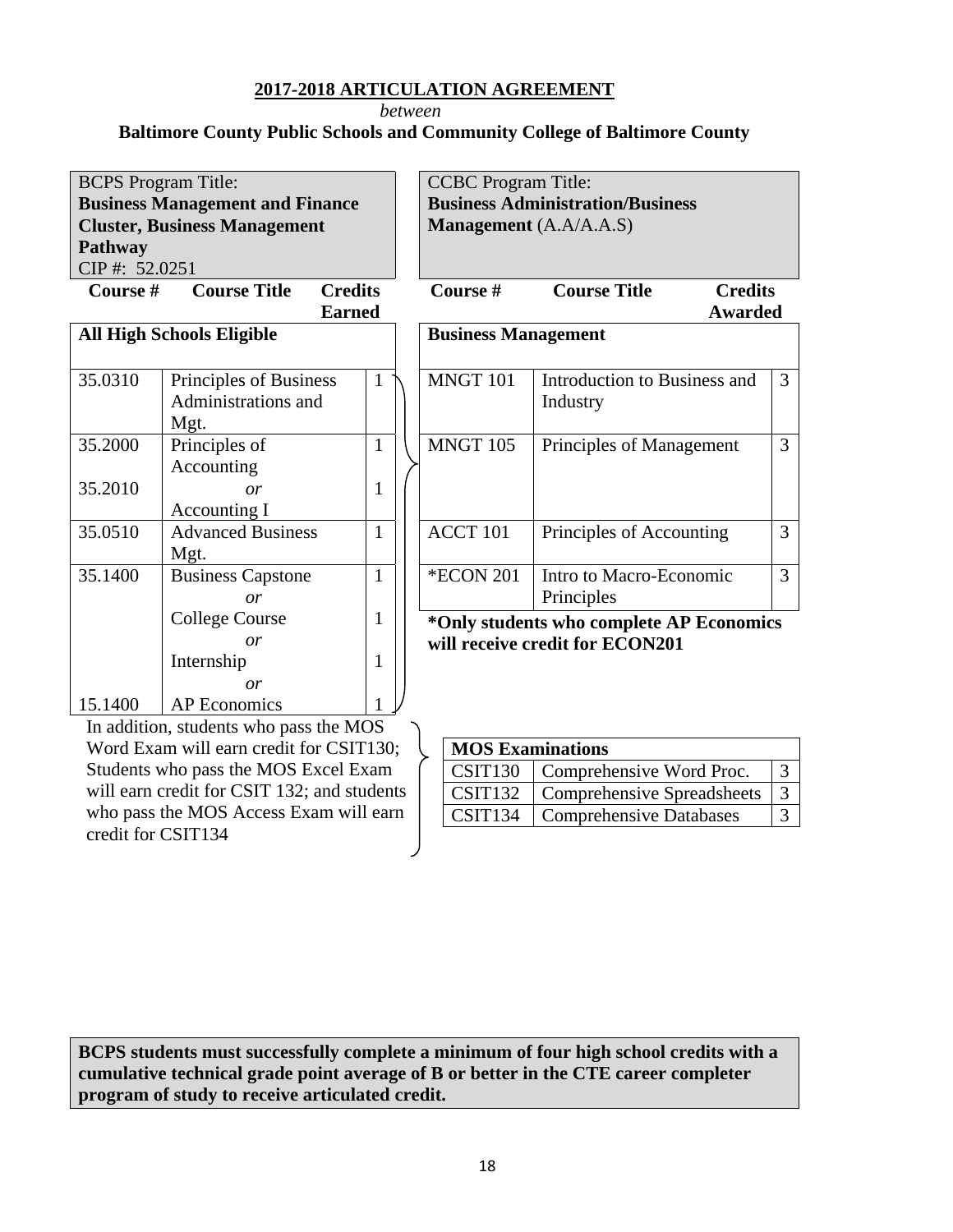**2017-2018 ARTICULATION AGREEMENT**

*between*

**Baltimore County Public Schools and Community College of Baltimore County**

| BCPS Program Title: **Business Management and Finance Cluster, Business Management Pathway** CIP #: 52.0251 | | | CCBC Program Title: **Business Administration/Business Management** (A.A/A.A.S) | | |
|---|---|---|---|---|---|
| **Course #** | **Course Title** | **Credits Earned** | **Course #** | **Course Title** | **Credits Awarded** |
| **All High Schools Eligible** | | | **Business Management** | | |
| 35.0310 | Principles of Business Administrations and Mgt. | 1 | MNGT 101 | Introduction to Business and Industry | 3 |
| 35.2000 | Principles of Accounting | 1 | MNGT 105 | Principles of Management | 3 |
| 35.2010 | *or* Accounting I | 1 | | | |
| 35.0510 | Advanced Business Mgt. | 1 | ACCT 101 | Principles of Accounting | 3 |
| 35.1400 | Business Capstone *or* | 1 | *ECON 201 | Intro to Macro-Economic Principles | 3 |
| | College Course *or* | 1 | | | |
| | Internship *or* | 1 | | | |
| 15.1400 | AP Economics | 1 | | | |

**\*Only students who complete AP Economics will receive credit for ECON201**

In addition, students who pass the MOS Word Exam will earn credit for CSIT130; Students who pass the MOS Excel Exam will earn credit for CSIT 132; and students who pass the MOS Access Exam will earn credit for CSIT134

| **MOS Examinations** | | |
|---|---|---|
| CSIT130 | Comprehensive Word Proc. | 3 |
| CSIT132 | Comprehensive Spreadsheets | 3 |
| CSIT134 | Comprehensive Databases | 3 |

**BCPS students must successfully complete a minimum of four high school credits with a cumulative technical grade point average of B or better in the CTE career completer program of study to receive articulated credit.**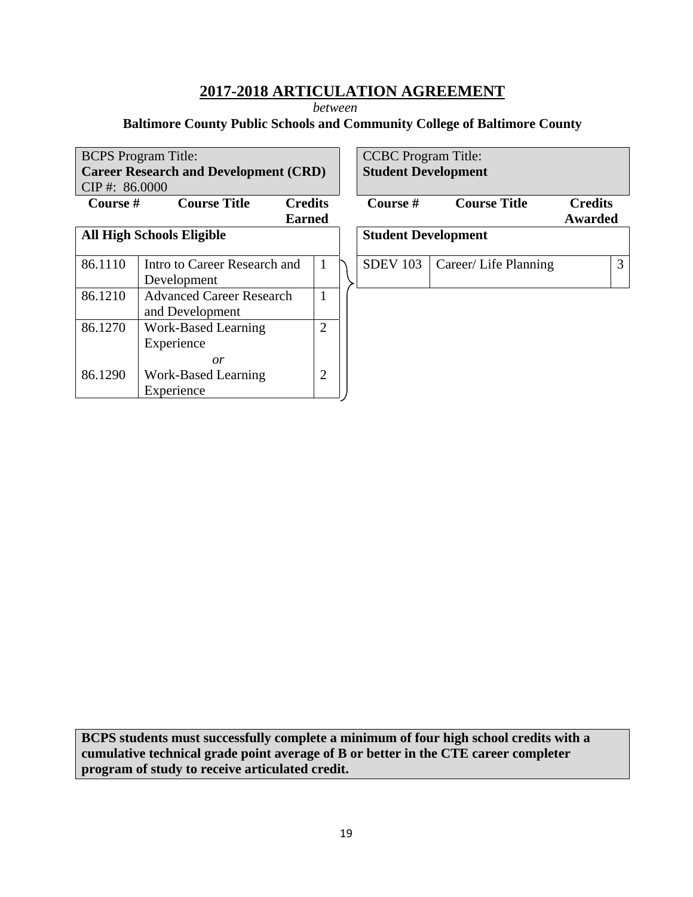# 2017-2018 ARTICULATION AGREEMENT

*between*

**Baltimore County Public Schools and Community College of Baltimore County**

| BCPS Program Title: **Career Research and Development (CRD)** CIP #: 86.0000 | | | CCBC Program Title: **Student Development** | | |
|---|---|---|---|---|---|
| **Course #** | **Course Title** | **Credits Earned** | **Course #** | **Course Title** | **Credits Awarded** |
| **All High Schools Eligible** | | | **Student Development** | | |
| 86.1110 | Intro to Career Research and Development | 1 | SDEV 103 | Career/ Life Planning | 3 |
| 86.1210 | Advanced Career Research and Development | 1 | | | |
| 86.1270 | Work-Based Learning Experience | 2 | | | |
| | *or* | | | | |
| 86.1290 | Work-Based Learning Experience | 2 | | | |

**BCPS students must successfully complete a minimum of four high school credits with a cumulative technical grade point average of B or better in the CTE career completer program of study to receive articulated credit.**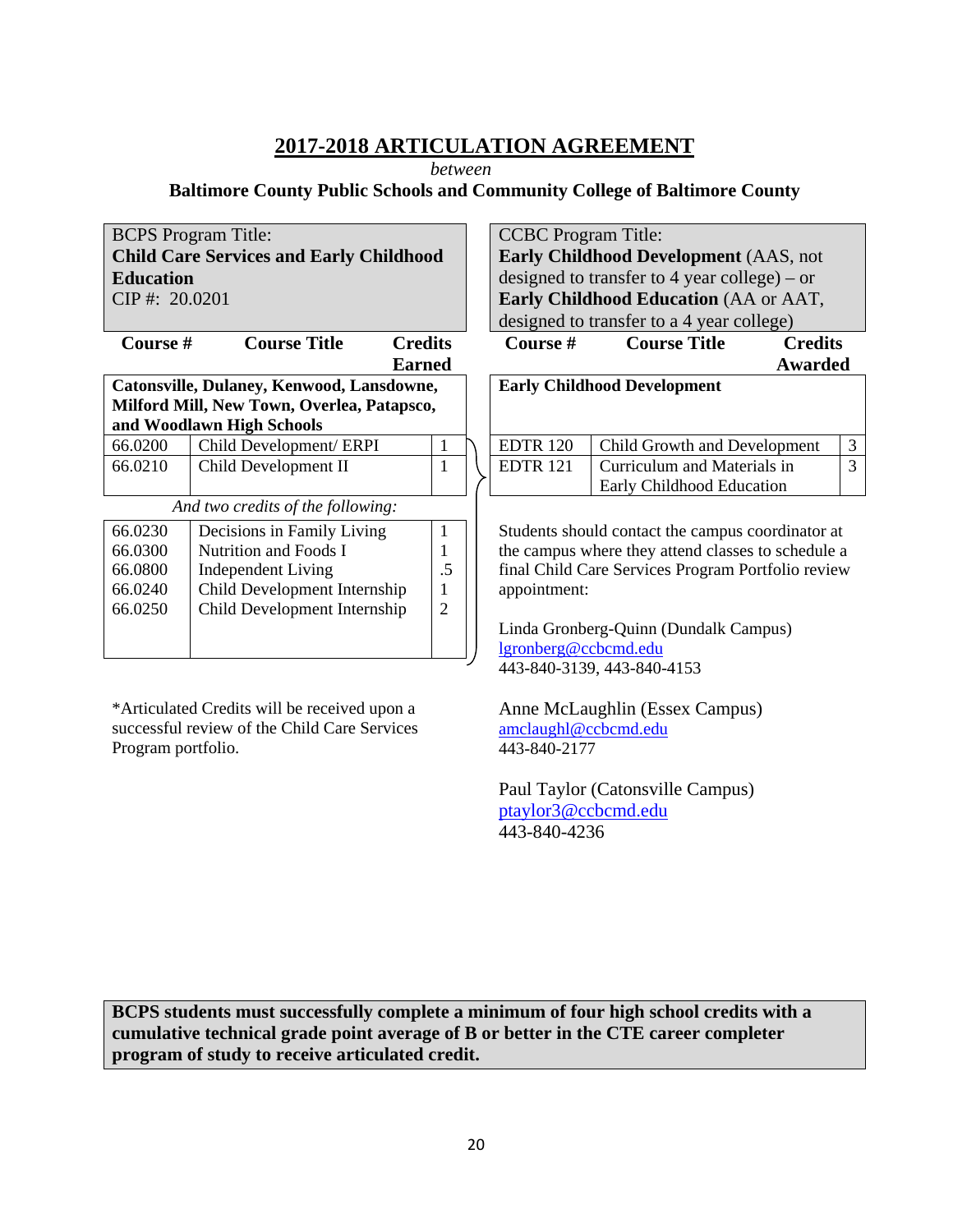# 2017-2018 ARTICULATION AGREEMENT

*between*

**Baltimore County Public Schools and Community College of Baltimore County**

BCPS Program Title:
**Child Care Services and Early Childhood Education**
CIP #: 20.0201

| Course # | Course Title | Credits Earned |
|---|---|---|
| **Catonsville, Dulaney, Kenwood, Lansdowne, Milford Mill, New Town, Overlea, Patapsco, and Woodlawn High Schools** | | |
| 66.0200 | Child Development/ ERPI | 1 |
| 66.0210 | Child Development II | 1 |
| *And two credits of the following:* | | |
| 66.0230 | Decisions in Family Living | 1 |
| 66.0300 | Nutrition and Foods I | 1 |
| 66.0800 | Independent Living | .5 |
| 66.0240 | Child Development Internship | 1 |
| 66.0250 | Child Development Internship | 2 |

*Articulated Credits will be received upon a successful review of the Child Care Services Program portfolio.

CCBC Program Title:
**Early Childhood Development** (AAS, not designed to transfer to 4 year college) – or **Early Childhood Education** (AA or AAT, designed to transfer to a 4 year college)

| Course # | Course Title | Credits Awarded |
|---|---|---|
| **Early Childhood Development** | | |
| EDTR 120 | Child Growth and Development | 3 |
| EDTR 121 | Curriculum and Materials in Early Childhood Education | 3 |

Students should contact the campus coordinator at the campus where they attend classes to schedule a final Child Care Services Program Portfolio review appointment:

Linda Gronberg-Quinn (Dundalk Campus)
lgronberg@ccbcmd.edu
443-840-3139, 443-840-4153

Anne McLaughlin (Essex Campus)
amclaughl@ccbcmd.edu
443-840-2177

Paul Taylor (Catonsville Campus)
ptaylor3@ccbcmd.edu
443-840-4236

**BCPS students must successfully complete a minimum of four high school credits with a cumulative technical grade point average of B or better in the CTE career completer program of study to receive articulated credit.**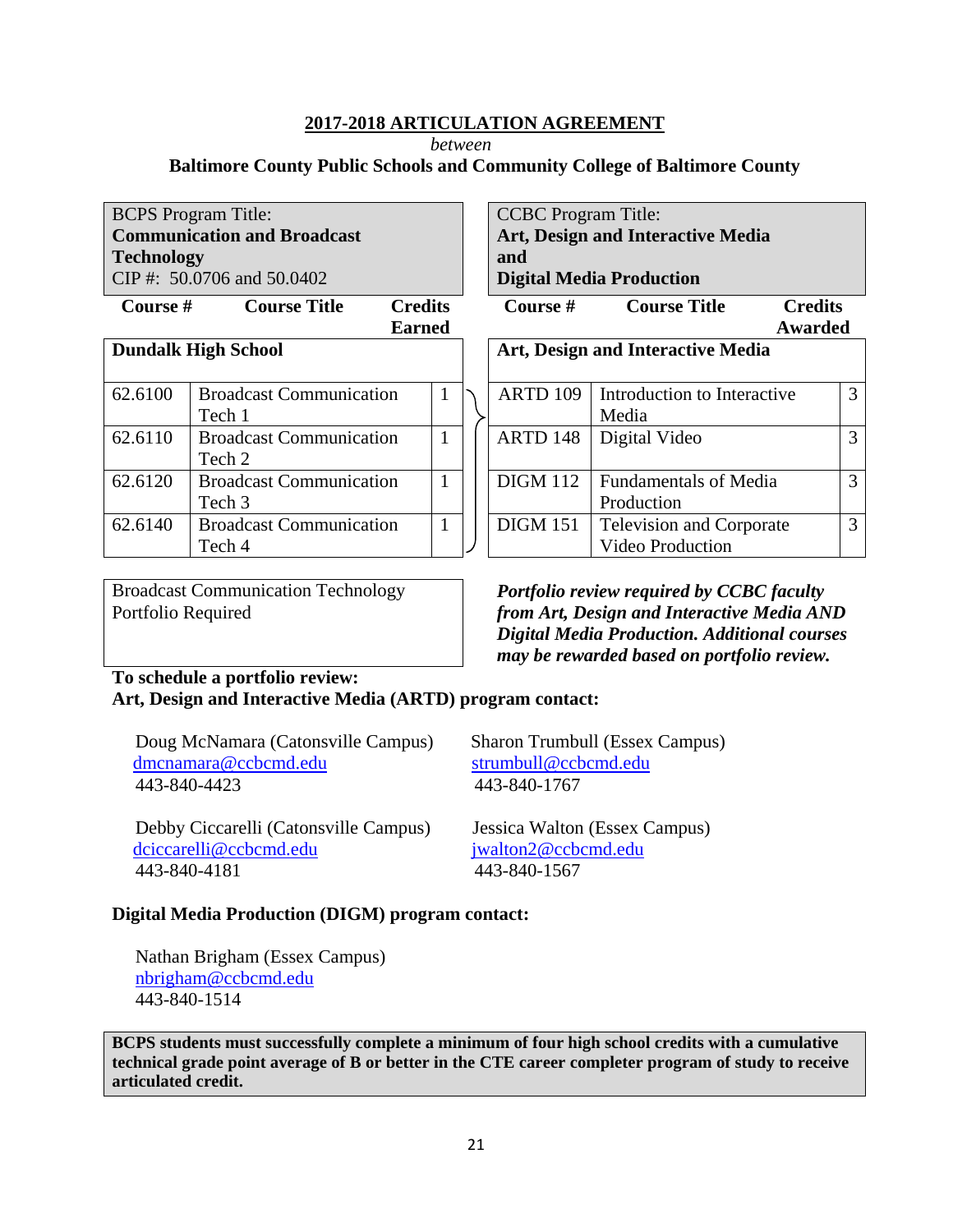## 2017-2018 ARTICULATION AGREEMENT

*between*

**Baltimore County Public Schools and Community College of Baltimore County**

| BCPS Program Title: **Communication and Broadcast Technology** CIP #: 50.0706 and 50.0402 | | | CCBC Program Title: **Art, Design and Interactive Media and Digital Media Production** | | |
|---|---|---|---|---|---|
| **Course #** | **Course Title** | **Credits Earned** | **Course #** | **Course Title** | **Credits Awarded** |
| **Dundalk High School** | | | **Art, Design and Interactive Media** | | |
| 62.6100 | Broadcast Communication Tech 1 | 1 | ARTD 109 | Introduction to Interactive Media | 3 |
| 62.6110 | Broadcast Communication Tech 2 | 1 | ARTD 148 | Digital Video | 3 |
| 62.6120 | Broadcast Communication Tech 3 | 1 | DIGM 112 | Fundamentals of Media Production | 3 |
| 62.6140 | Broadcast Communication Tech 4 | 1 | DIGM 151 | Television and Corporate Video Production | 3 |

Broadcast Communication Technology Portfolio Required

***Portfolio review required by CCBC faculty from Art, Design and Interactive Media AND Digital Media Production. Additional courses may be rewarded based on portfolio review.***

**To schedule a portfolio review:**
**Art, Design and Interactive Media (ARTD) program contact:**

Doug McNamara (Catonsville Campus)
dmcnamara@ccbcmd.edu
443-840-4423

Sharon Trumbull (Essex Campus)
strumbull@ccbcmd.edu
443-840-1767

Debby Ciccarelli (Catonsville Campus)
dciccarelli@ccbcmd.edu
443-840-4181

Jessica Walton (Essex Campus)
jwalton2@ccbcmd.edu
443-840-1567

**Digital Media Production (DIGM) program contact:**

Nathan Brigham (Essex Campus)
nbrigham@ccbcmd.edu
443-840-1514

**BCPS students must successfully complete a minimum of four high school credits with a cumulative technical grade point average of B or better in the CTE career completer program of study to receive articulated credit.**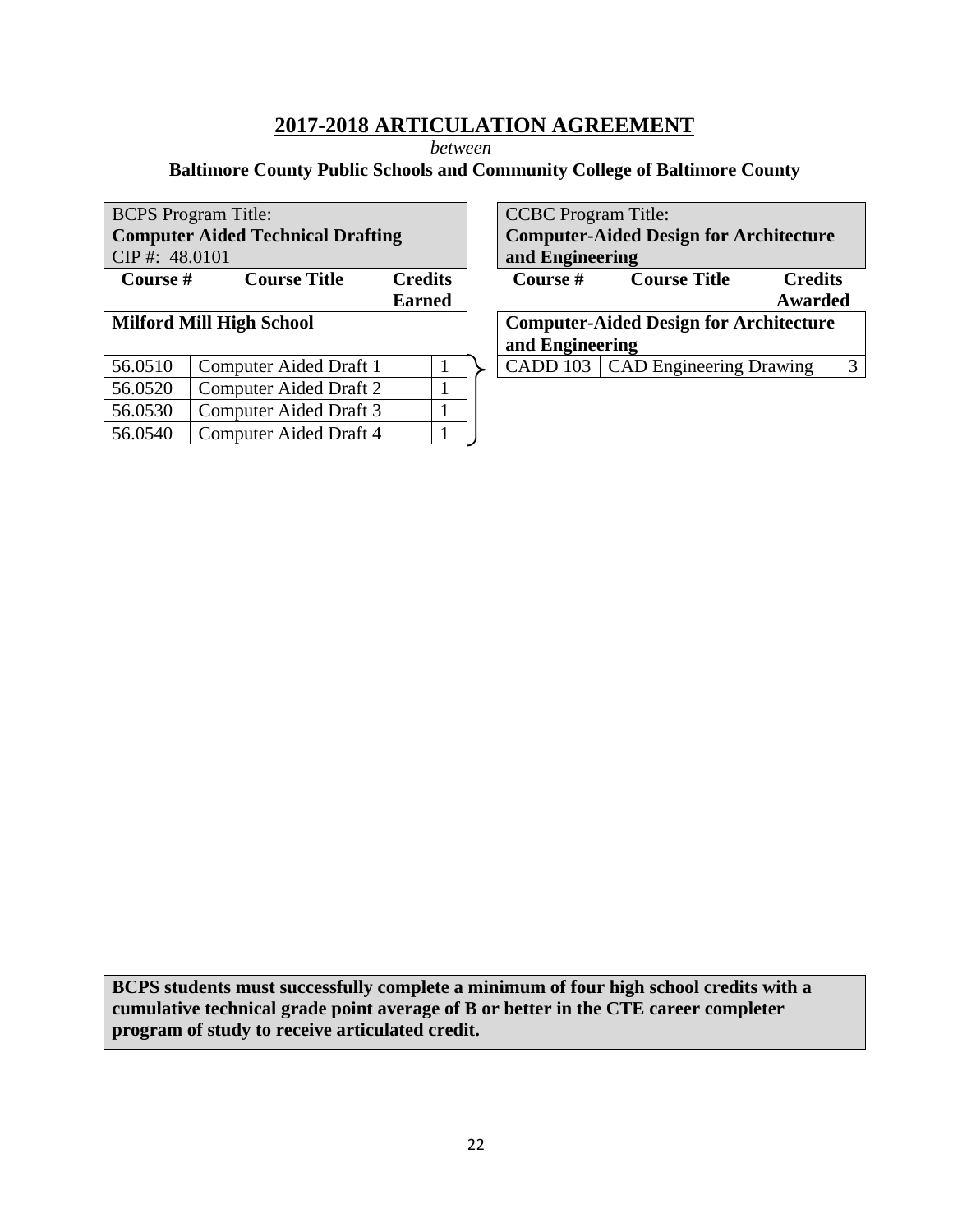# 2017-2018 ARTICULATION AGREEMENT

*between*

**Baltimore County Public Schools and Community College of Baltimore County**

| BCPS Program Title: **Computer Aided Technical Drafting** CIP #: 48.0101 | | | CCBC Program Title: **Computer-Aided Design for Architecture and Engineering** | | |
|---|---|---|---|---|---|
| **Course #** | **Course Title** | **Credits Earned** | **Course #** | **Course Title** | **Credits Awarded** |
| **Milford Mill High School** | | | **Computer-Aided Design for Architecture and Engineering** | | |
| 56.0510 | Computer Aided Draft 1 | 1 | CADD 103 | CAD Engineering Drawing | 3 |
| 56.0520 | Computer Aided Draft 2 | 1 | | | |
| 56.0530 | Computer Aided Draft 3 | 1 | | | |
| 56.0540 | Computer Aided Draft 4 | 1 | | | |

**BCPS students must successfully complete a minimum of four high school credits with a cumulative technical grade point average of B or better in the CTE career completer program of study to receive articulated credit.**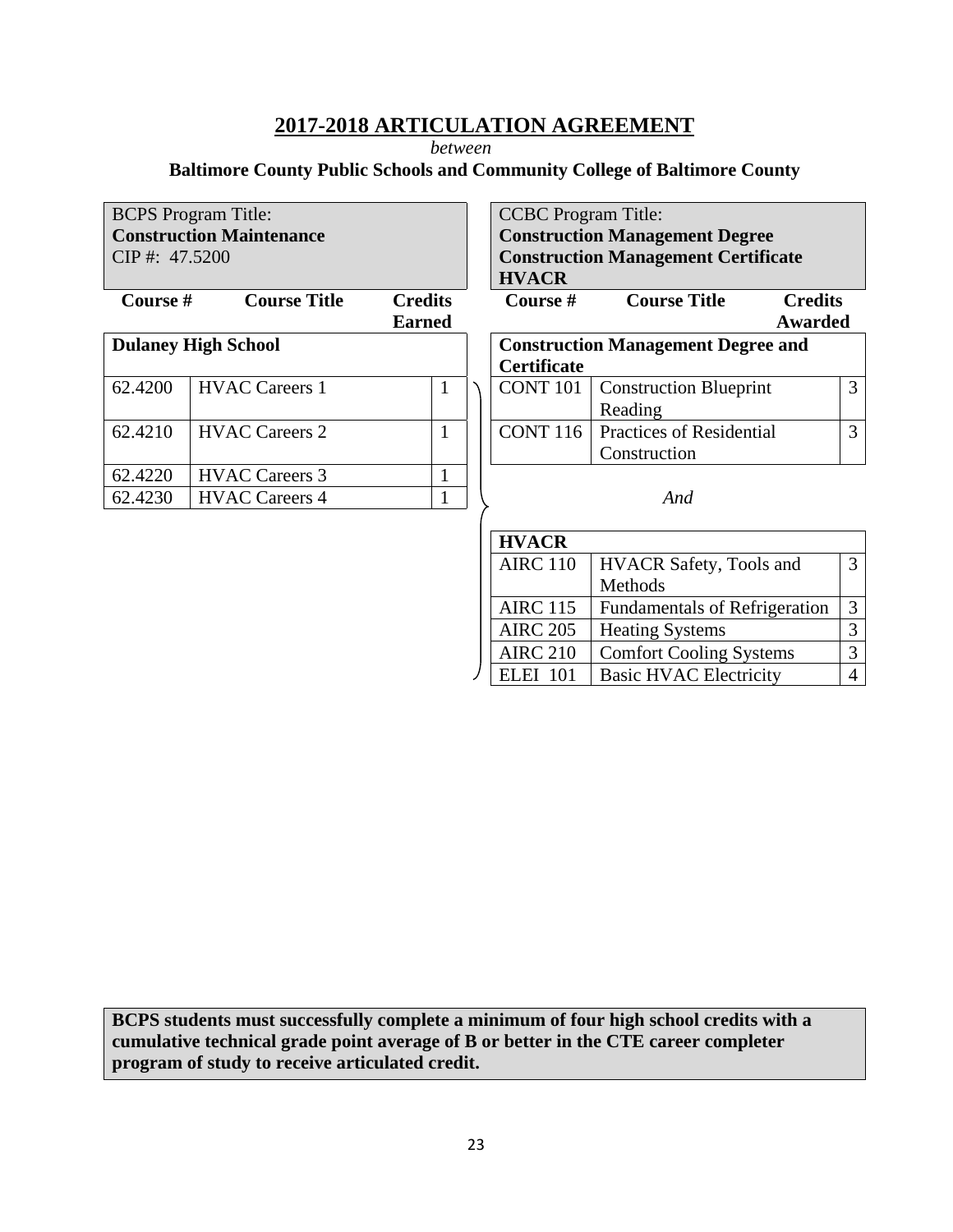# 2017-2018 ARTICULATION AGREEMENT

*between*

**Baltimore County Public Schools and Community College of Baltimore County**

BCPS Program Title:
**Construction Maintenance**
CIP #: 47.5200

| Course # | Course Title | Credits Earned |
|---|---|---|
| **Dulaney High School** | | |
| 62.4200 | HVAC Careers 1 | 1 |
| 62.4210 | HVAC Careers 2 | 1 |
| 62.4220 | HVAC Careers 3 | 1 |
| 62.4230 | HVAC Careers 4 | 1 |

CCBC Program Title:
**Construction Management Degree**
**Construction Management Certificate**
**HVACR**

| Course # | Course Title | Credits Awarded |
|---|---|---|
| **Construction Management Degree and Certificate** | | |
| CONT 101 | Construction Blueprint Reading | 3 |
| CONT 116 | Practices of Residential Construction | 3 |

*And*

| Course # | Course Title | Credits Awarded |
|---|---|---|
| **HVACR** | | |
| AIRC 110 | HVACR Safety, Tools and Methods | 3 |
| AIRC 115 | Fundamentals of Refrigeration | 3 |
| AIRC 205 | Heating Systems | 3 |
| AIRC 210 | Comfort Cooling Systems | 3 |
| ELEI 101 | Basic HVAC Electricity | 4 |

**BCPS students must successfully complete a minimum of four high school credits with a cumulative technical grade point average of B or better in the CTE career completer program of study to receive articulated credit.**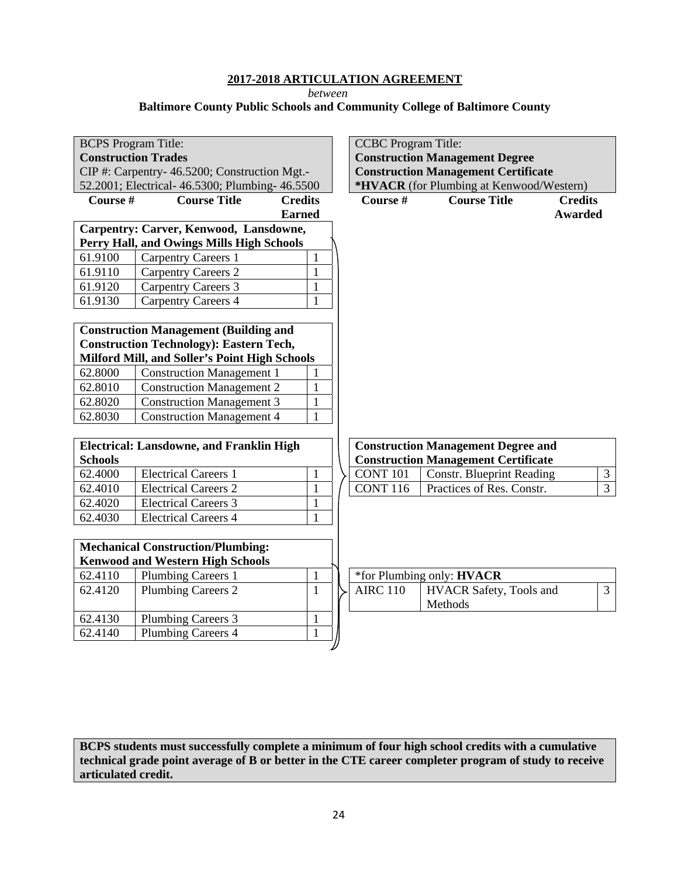**2017-2018 ARTICULATION AGREEMENT**

*between*

**Baltimore County Public Schools and Community College of Baltimore County**

| BCPS Program Title: **Construction Trades** CIP #: Carpentry- 46.5200; Construction Mgt.- 52.2001; Electrical- 46.5300; Plumbing- 46.5500 | | | CCBC Program Title: **Construction Management Degree** **Construction Management Certificate** **\*HVACR** (for Plumbing at Kenwood/Western) | | |
|---|---|---|---|---|---|
| **Course #** | **Course Title** | **Credits Earned** | **Course #** | **Course Title** | **Credits Awarded** |
| **Carpentry: Carver, Kenwood, Lansdowne, Perry Hall, and Owings Mills High Schools** | | | | | |
| 61.9100 | Carpentry Careers 1 | 1 | | | |
| 61.9110 | Carpentry Careers 2 | 1 | | | |
| 61.9120 | Carpentry Careers 3 | 1 | | | |
| 61.9130 | Carpentry Careers 4 | 1 | | | |
| **Construction Management (Building and Construction Technology): Eastern Tech, Milford Mill, and Soller's Point High Schools** | | | | | |
| 62.8000 | Construction Management 1 | 1 | | | |
| 62.8010 | Construction Management 2 | 1 | | | |
| 62.8020 | Construction Management 3 | 1 | | | |
| 62.8030 | Construction Management 4 | 1 | | | |
| **Electrical: Lansdowne, and Franklin High Schools** | | | **Construction Management Degree and Construction Management Certificate** | | |
| 62.4000 | Electrical Careers 1 | 1 | CONT 101 | Constr. Blueprint Reading | 3 |
| 62.4010 | Electrical Careers 2 | 1 | CONT 116 | Practices of Res. Constr. | 3 |
| 62.4020 | Electrical Careers 3 | 1 | | | |
| 62.4030 | Electrical Careers 4 | 1 | | | |
| **Mechanical Construction/Plumbing: Kenwood and Western High Schools** | | | *for Plumbing only: **HVACR** | | |
| 62.4110 | Plumbing Careers 1 | 1 | AIRC 110 | HVACR Safety, Tools and Methods | 3 |
| 62.4120 | Plumbing Careers 2 | 1 | | | |
| 62.4130 | Plumbing Careers 3 | 1 | | | |
| 62.4140 | Plumbing Careers 4 | 1 | | | |

**BCPS students must successfully complete a minimum of four high school credits with a cumulative technical grade point average of B or better in the CTE career completer program of study to receive articulated credit.**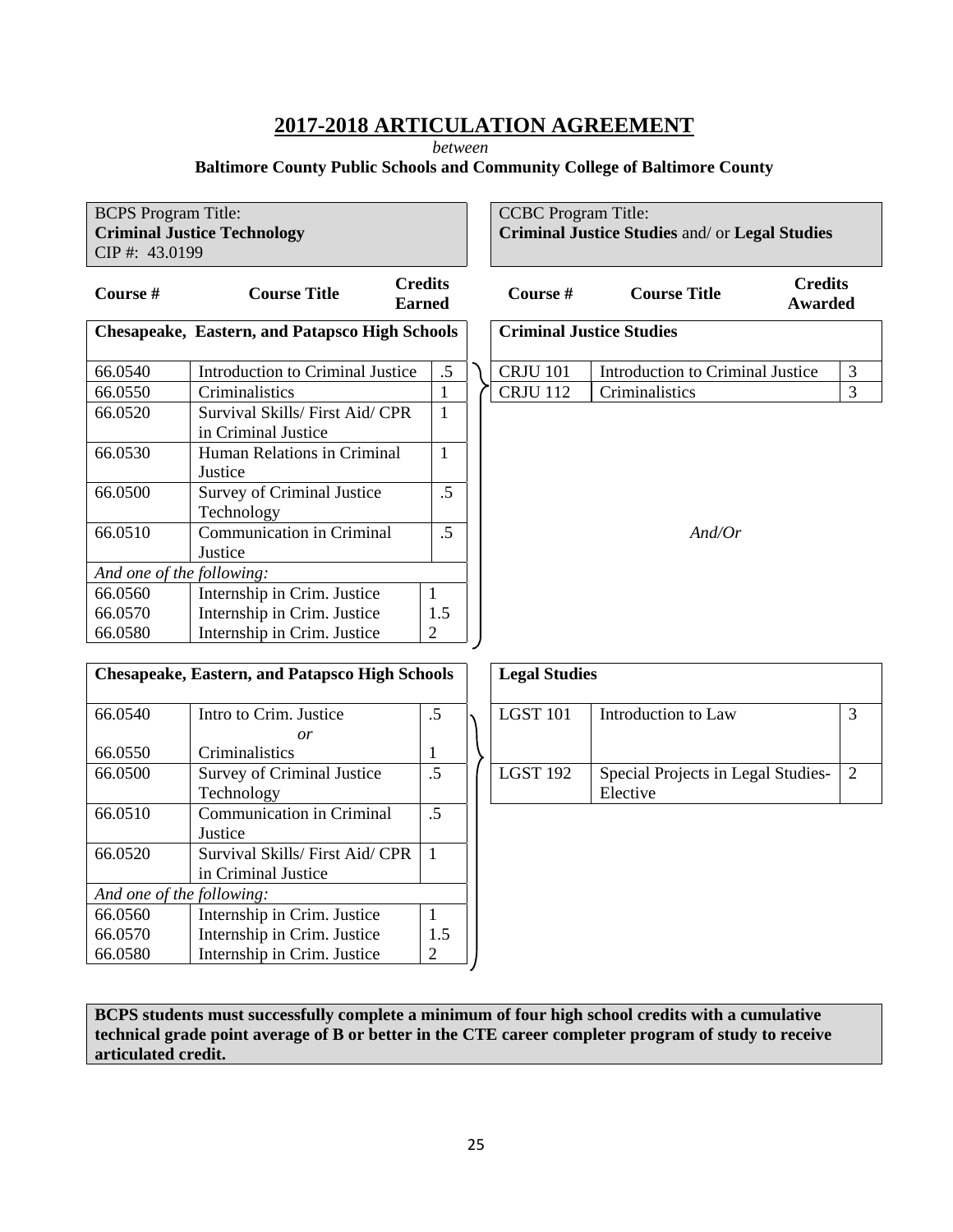# 2017-2018 ARTICULATION AGREEMENT

*between*

**Baltimore County Public Schools and Community College of Baltimore County**

| BCPS Program Title: **Criminal Justice Technology** CIP #: 43.0199 | | | CCBC Program Title: **Criminal Justice Studies** and/ or **Legal Studies** | | |
|---|---|---|---|---|---|
| **Course #** | **Course Title** | **Credits Earned** | **Course #** | **Course Title** | **Credits Awarded** |
| **Chesapeake, Eastern, and Patapsco High Schools** | | | **Criminal Justice Studies** | | |
| 66.0540 | Introduction to Criminal Justice | .5 | CRJU 101 | Introduction to Criminal Justice | 3 |
| 66.0550 | Criminalistics | 1 | CRJU 112 | Criminalistics | 3 |
| 66.0520 | Survival Skills/ First Aid/ CPR in Criminal Justice | 1 | | | |
| 66.0530 | Human Relations in Criminal Justice | 1 | | | |
| 66.0500 | Survey of Criminal Justice Technology | .5 | | | |
| 66.0510 | Communication in Criminal Justice | .5 | | *And/Or* | |
| *And one of the following:* | | | | | |
| 66.0560 | Internship in Crim. Justice | 1 | | | |
| 66.0570 | Internship in Crim. Justice | 1.5 | | | |
| 66.0580 | Internship in Crim. Justice | 2 | | | |

| **Chesapeake, Eastern, and Patapsco High Schools** | | | **Legal Studies** | | |
|---|---|---|---|---|---|
| 66.0540 | Intro to Crim. Justice *or* | .5 | LGST 101 | Introduction to Law | 3 |
| 66.0550 | Criminalistics | 1 | | | |
| 66.0500 | Survey of Criminal Justice Technology | .5 | LGST 192 | Special Projects in Legal Studies-Elective | 2 |
| 66.0510 | Communication in Criminal Justice | .5 | | | |
| 66.0520 | Survival Skills/ First Aid/ CPR in Criminal Justice | 1 | | | |
| *And one of the following:* | | | | | |
| 66.0560 | Internship in Crim. Justice | 1 | | | |
| 66.0570 | Internship in Crim. Justice | 1.5 | | | |
| 66.0580 | Internship in Crim. Justice | 2 | | | |

**BCPS students must successfully complete a minimum of four high school credits with a cumulative technical grade point average of B or better in the CTE career completer program of study to receive articulated credit.**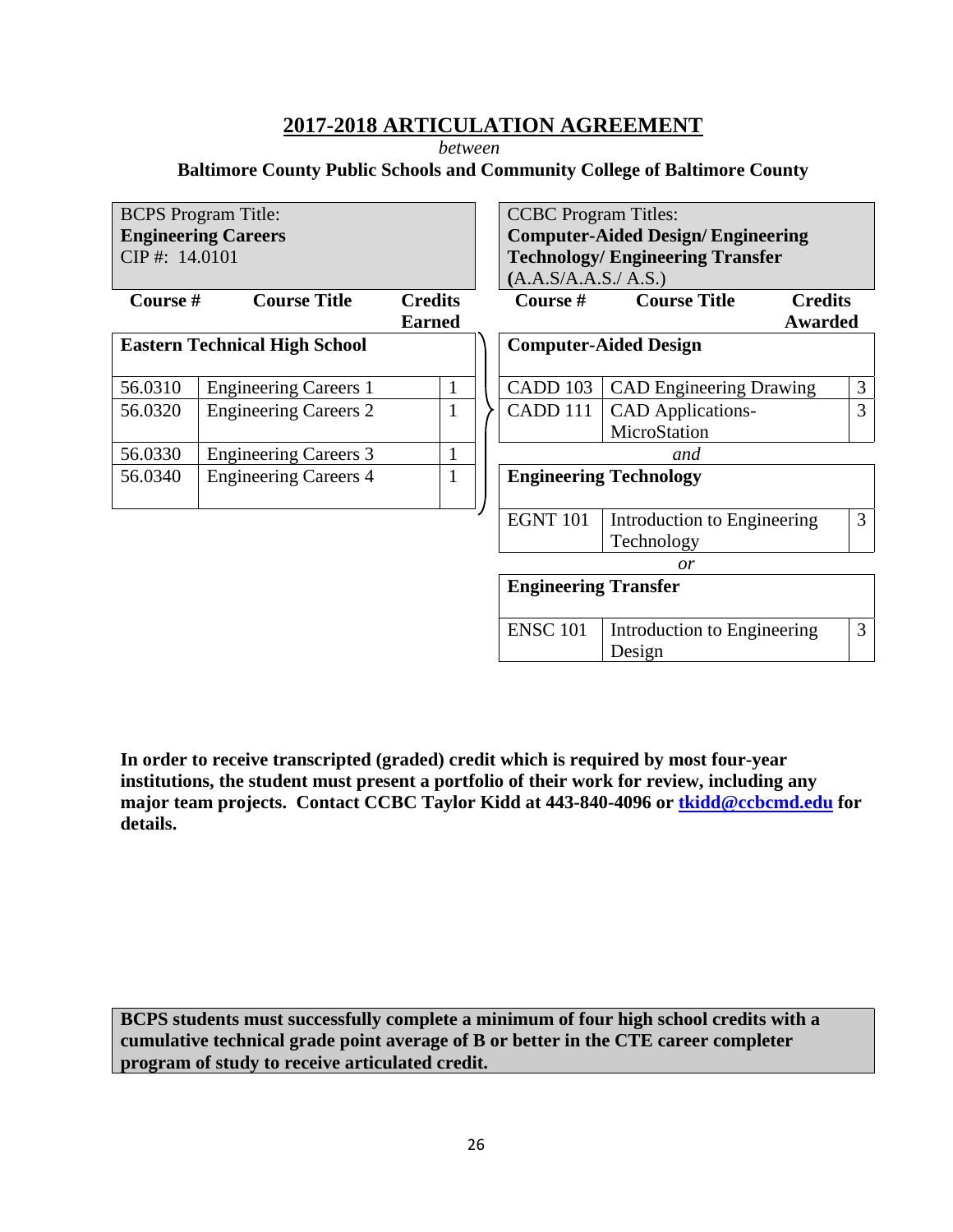## 2017-2018 ARTICULATION AGREEMENT

*between*

**Baltimore County Public Schools and Community College of Baltimore County**

| BCPS Program Title: **Engineering Careers** CIP #: 14.0101 | | | CCBC Program Titles: **Computer-Aided Design/ Engineering Technology/ Engineering Transfer** (A.A.S/A.A.S./ A.S.) | | |
|---|---|---|---|---|---|
| **Course #** | **Course Title** | **Credits Earned** | **Course #** | **Course Title** | **Credits Awarded** |
| **Eastern Technical High School** | | | **Computer-Aided Design** | | |
| 56.0310 | Engineering Careers 1 | 1 | CADD 103 | CAD Engineering Drawing | 3 |
| 56.0320 | Engineering Careers 2 | 1 | CADD 111 | CAD Applications-MicroStation | 3 |
| 56.0330 | Engineering Careers 3 | 1 | | *and* | |
| 56.0340 | Engineering Careers 4 | 1 | **Engineering Technology** | | |
| | | | EGNT 101 | Introduction to Engineering Technology | 3 |
| | | | | *or* | |
| | | | **Engineering Transfer** | | |
| | | | ENSC 101 | Introduction to Engineering Design | 3 |

**In order to receive transcripted (graded) credit which is required by most four-year institutions, the student must present a portfolio of their work for review, including any major team projects. Contact CCBC Taylor Kidd at 443-840-4096 or [tkidd@ccbcmd.edu](mailto:tkidd@ccbcmd.edu) for details.**

**BCPS students must successfully complete a minimum of four high school credits with a cumulative technical grade point average of B or better in the CTE career completer program of study to receive articulated credit.**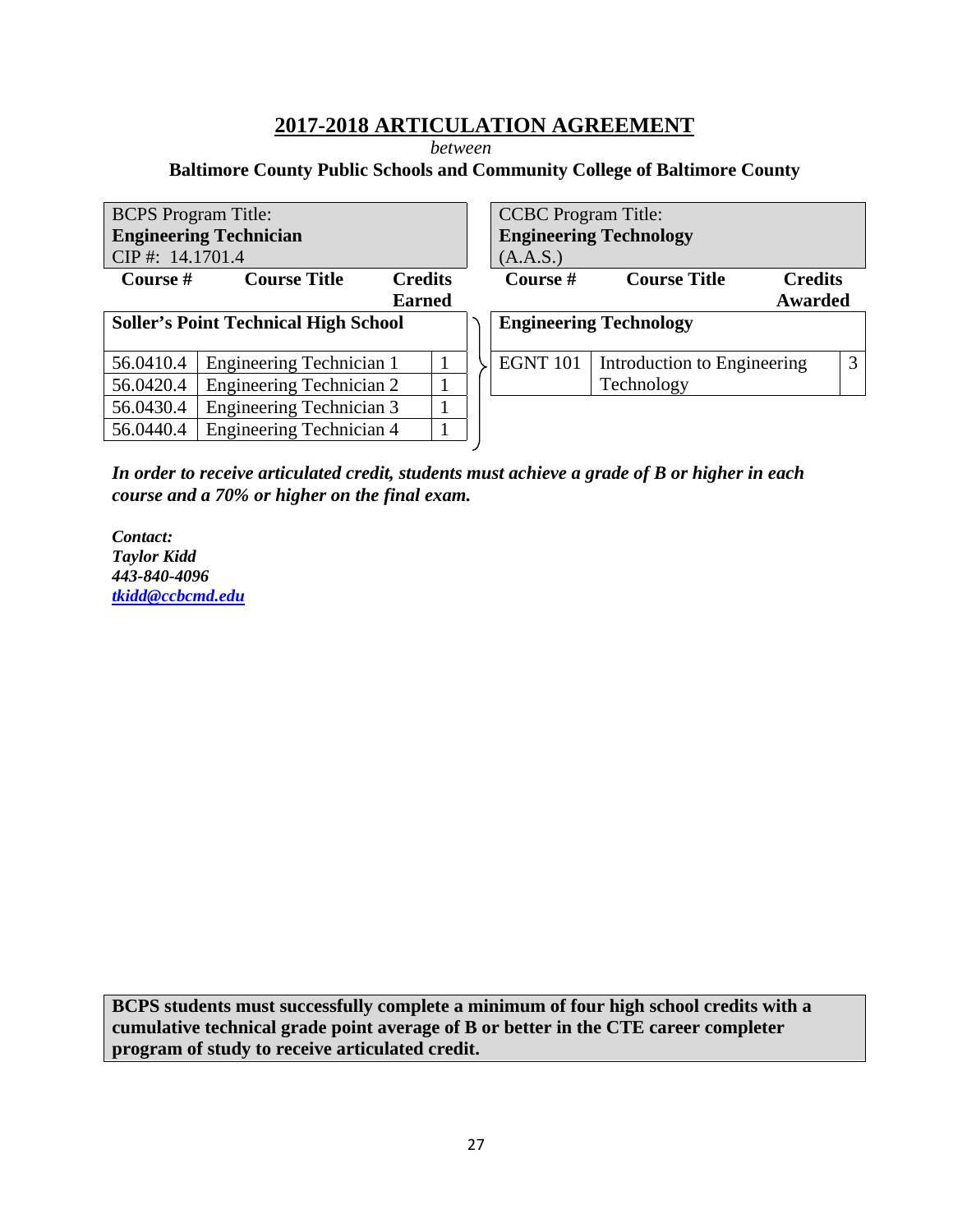## 2017-2018 ARTICULATION AGREEMENT

*between*

**Baltimore County Public Schools and Community College of Baltimore County**

| BCPS Program Title: **Engineering Technician** CIP #: 14.1701.4 | | | CCBC Program Title: **Engineering Technology** (A.A.S.) | | |
|---|---|---|---|---|---|
| **Course #** | **Course Title** | **Credits Earned** | **Course #** | **Course Title** | **Credits Awarded** |
| **Soller's Point Technical High School** | | | **Engineering Technology** | | |
| 56.0410.4 | Engineering Technician 1 | 1 | EGNT 101 | Introduction to Engineering Technology | 3 |
| 56.0420.4 | Engineering Technician 2 | 1 | | | |
| 56.0430.4 | Engineering Technician 3 | 1 | | | |
| 56.0440.4 | Engineering Technician 4 | 1 | | | |

***In order to receive articulated credit, students must achieve a grade of B or higher in each course and a 70% or higher on the final exam.***

***Contact:***
***Taylor Kidd***
***443-840-4096***
***tkidd@ccbcmd.edu***

**BCPS students must successfully complete a minimum of four high school credits with a cumulative technical grade point average of B or better in the CTE career completer program of study to receive articulated credit.**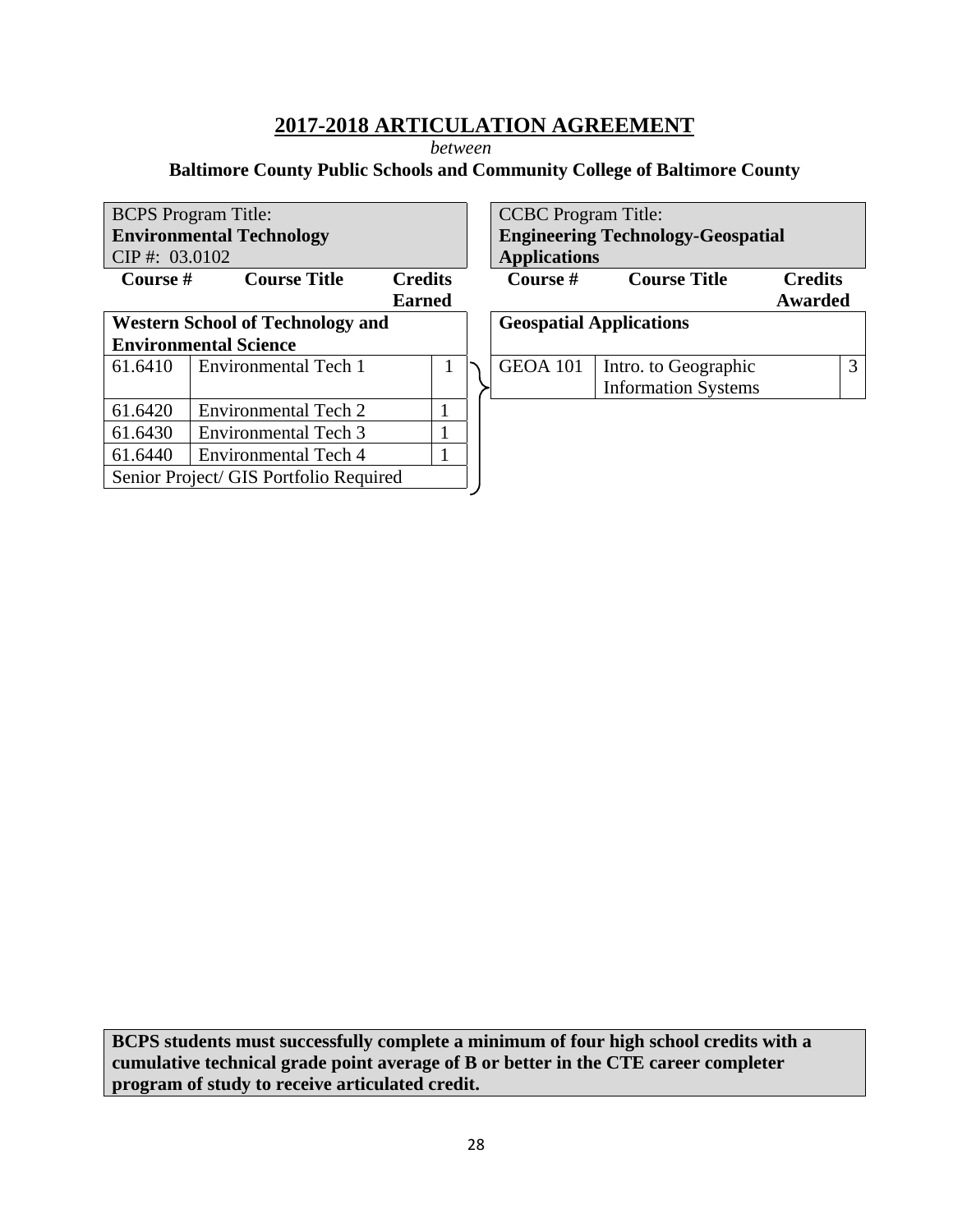## 2017-2018 ARTICULATION AGREEMENT

*between*

**Baltimore County Public Schools and Community College of Baltimore County**

| BCPS Program Title: **Environmental Technology** CIP #: 03.0102 | | | CCBC Program Title: **Engineering Technology-Geospatial Applications** | | |
|---|---|---|---|---|---|
| **Course #** | **Course Title** | **Credits Earned** | **Course #** | **Course Title** | **Credits Awarded** |
| **Western School of Technology and Environmental Science** | | | **Geospatial Applications** | | |
| 61.6410 | Environmental Tech 1 | 1 | GEOA 101 | Intro. to Geographic Information Systems | 3 |
| 61.6420 | Environmental Tech 2 | 1 | | | |
| 61.6430 | Environmental Tech 3 | 1 | | | |
| 61.6440 | Environmental Tech 4 | 1 | | | |
| Senior Project/ GIS Portfolio Required | | | | | |

**BCPS students must successfully complete a minimum of four high school credits with a cumulative technical grade point average of B or better in the CTE career completer program of study to receive articulated credit.**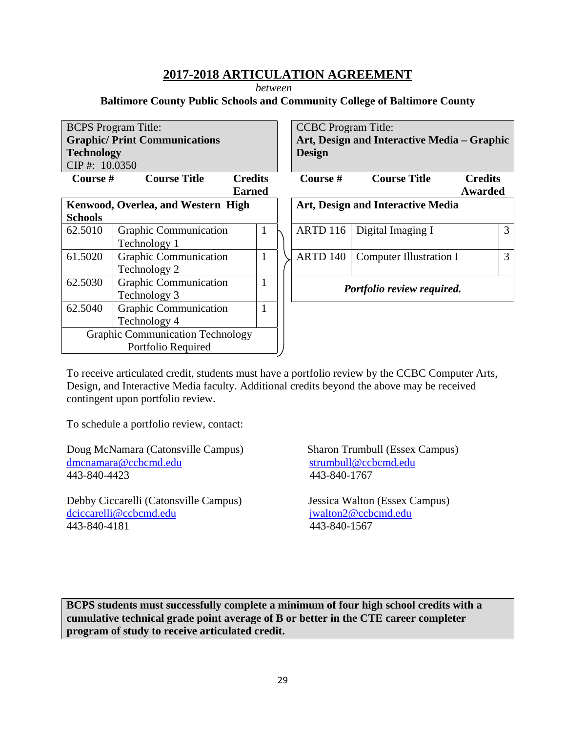## 2017-2018 ARTICULATION AGREEMENT

*between*

**Baltimore County Public Schools and Community College of Baltimore County**

| BCPS Program Title: **Graphic/ Print Communications Technology** CIP #: 10.0350 | | | CCBC Program Title: **Art, Design and Interactive Media – Graphic Design** | | |
|---|---|---|---|---|---|
| **Course #** | **Course Title** | **Credits Earned** | **Course #** | **Course Title** | **Credits Awarded** |
| **Kenwood, Overlea, and Western High Schools** | | | **Art, Design and Interactive Media** | | |
| 62.5010 | Graphic Communication Technology 1 | 1 | ARTD 116 | Digital Imaging I | 3 |
| 61.5020 | Graphic Communication Technology 2 | 1 | ARTD 140 | Computer Illustration I | 3 |
| 62.5030 | Graphic Communication Technology 3 | 1 | ***Portfolio review required.*** | | |
| 62.5040 | Graphic Communication Technology 4 | 1 | | | |
| Graphic Communication Technology Portfolio Required | | | | | |

To receive articulated credit, students must have a portfolio review by the CCBC Computer Arts, Design, and Interactive Media faculty. Additional credits beyond the above may be received contingent upon portfolio review.

To schedule a portfolio review, contact:

Doug McNamara (Catonsville Campus)
dmcnamara@ccbcmd.edu
443-840-4423

Debby Ciccarelli (Catonsville Campus)
dciccarelli@ccbcmd.edu
443-840-4181

Sharon Trumbull (Essex Campus)
strumbull@ccbcmd.edu
443-840-1767

Jessica Walton (Essex Campus)
jwalton2@ccbcmd.edu
443-840-1567

**BCPS students must successfully complete a minimum of four high school credits with a cumulative technical grade point average of B or better in the CTE career completer program of study to receive articulated credit.**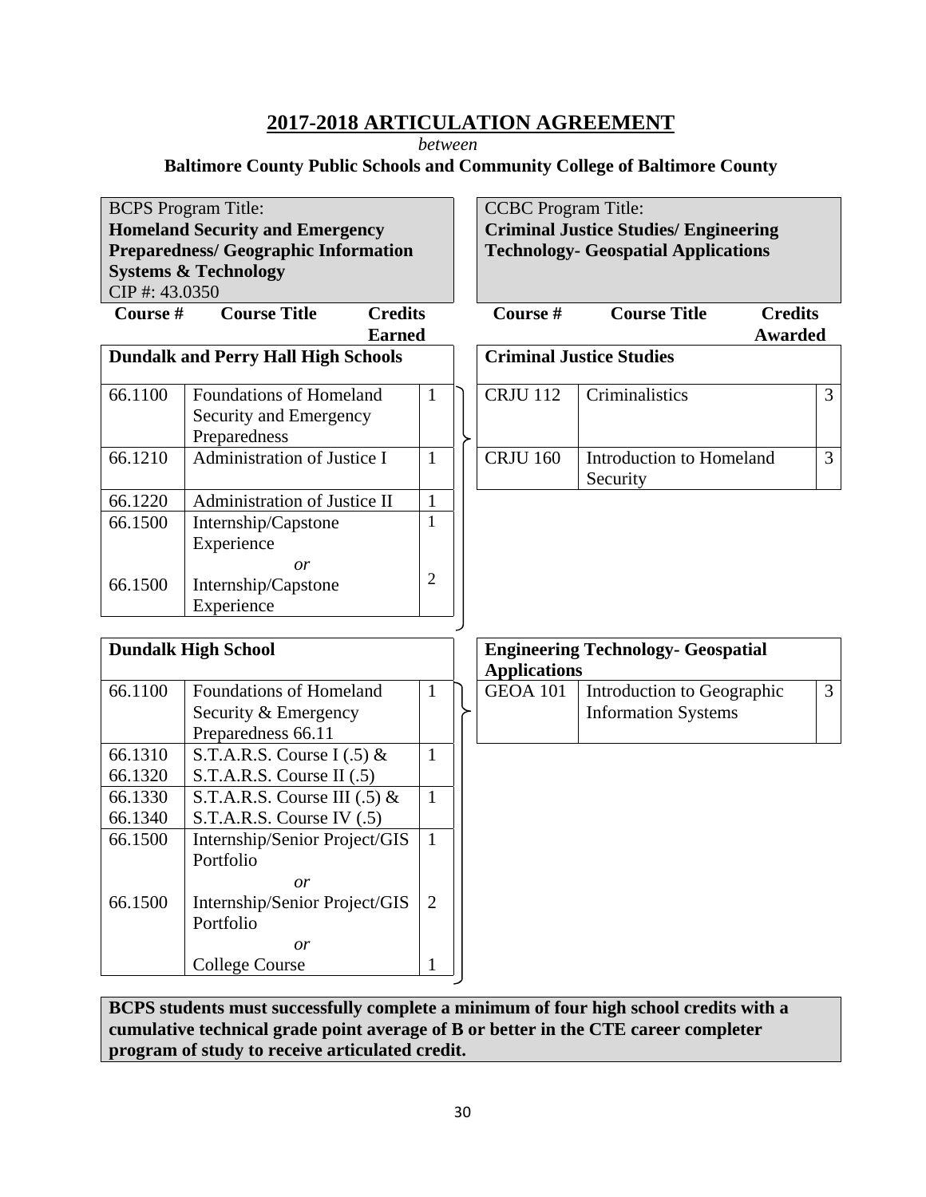## 2017-2018 ARTICULATION AGREEMENT

*between*

**Baltimore County Public Schools and Community College of Baltimore County**

| BCPS Program Title: **Homeland Security and Emergency Preparedness/ Geographic Information Systems & Technology** CIP #: 43.0350 | | | CCBC Program Title: **Criminal Justice Studies/ Engineering Technology- Geospatial Applications** | | |
|---|---|---|---|---|---|
| **Course #** | **Course Title** | **Credits Earned** | **Course #** | **Course Title** | **Credits Awarded** |
| **Dundalk and Perry Hall High Schools** | | | **Criminal Justice Studies** | | |
| 66.1100 | Foundations of Homeland Security and Emergency Preparedness | 1 | CRJU 112 | Criminalistics | 3 |
| 66.1210 | Administration of Justice I | 1 | CRJU 160 | Introduction to Homeland Security | 3 |
| 66.1220 | Administration of Justice II | 1 | | | |
| 66.1500 | Internship/Capstone Experience | 1 | | | |
| | *or* | | | | |
| 66.1500 | Internship/Capstone Experience | 2 | | | |
| **Dundalk High School** | | | **Engineering Technology- Geospatial Applications** | | |
| 66.1100 | Foundations of Homeland Security & Emergency Preparedness 66.11 | 1 | GEOA 101 | Introduction to Geographic Information Systems | 3 |
| 66.1310<br>66.1320 | S.T.A.R.S. Course I (.5) &<br>S.T.A.R.S. Course II (.5) | 1 | | | |
| 66.1330<br>66.1340 | S.T.A.R.S. Course III (.5) &<br>S.T.A.R.S. Course IV (.5) | 1 | | | |
| 66.1500 | Internship/Senior Project/GIS Portfolio | 1 | | | |
| | *or* | | | | |
| 66.1500 | Internship/Senior Project/GIS Portfolio | 2 | | | |
| | *or* | | | | |
| | College Course | 1 | | | |

**BCPS students must successfully complete a minimum of four high school credits with a cumulative technical grade point average of B or better in the CTE career completer program of study to receive articulated credit.**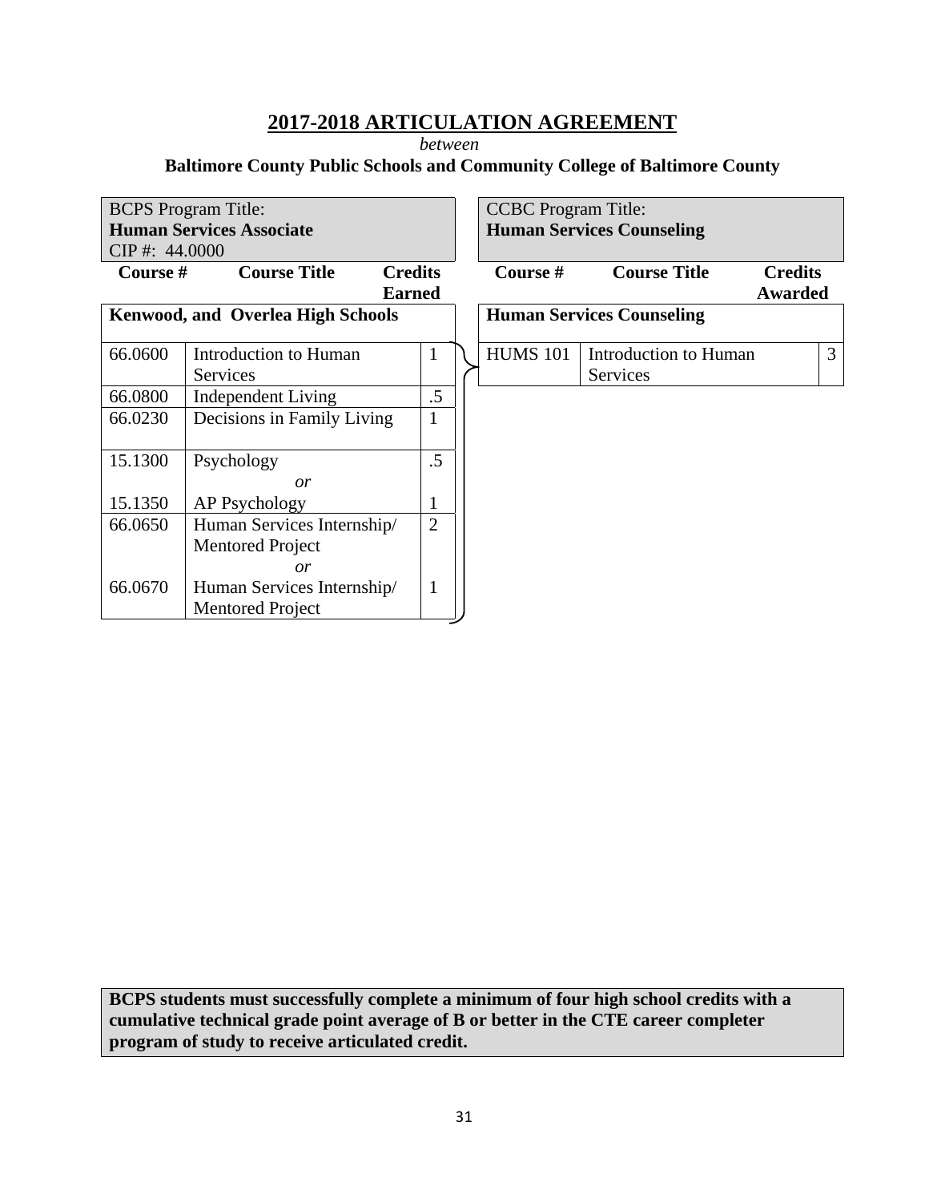## 2017-2018 ARTICULATION AGREEMENT

*between*

**Baltimore County Public Schools and Community College of Baltimore County**

| BCPS Program Title: **Human Services Associate** CIP #: 44.0000 | | | CCBC Program Title: **Human Services Counseling** | | |
|---|---|---|---|---|---|
| **Course #** | **Course Title** | **Credits Earned** | **Course #** | **Course Title** | **Credits Awarded** |
| **Kenwood, and Overlea High Schools** | | | **Human Services Counseling** | | |
| 66.0600 | Introduction to Human Services | 1 | HUMS 101 | Introduction to Human Services | 3 |
| 66.0800 | Independent Living | .5 | | | |
| 66.0230 | Decisions in Family Living | 1 | | | |
| 15.1300 | Psychology | .5 | | | |
| | *or* | | | | |
| 15.1350 | AP Psychology | 1 | | | |
| 66.0650 | Human Services Internship/ Mentored Project | 2 | | | |
| | *or* | | | | |
| 66.0670 | Human Services Internship/ Mentored Project | 1 | | | |

**BCPS students must successfully complete a minimum of four high school credits with a cumulative technical grade point average of B or better in the CTE career completer program of study to receive articulated credit.**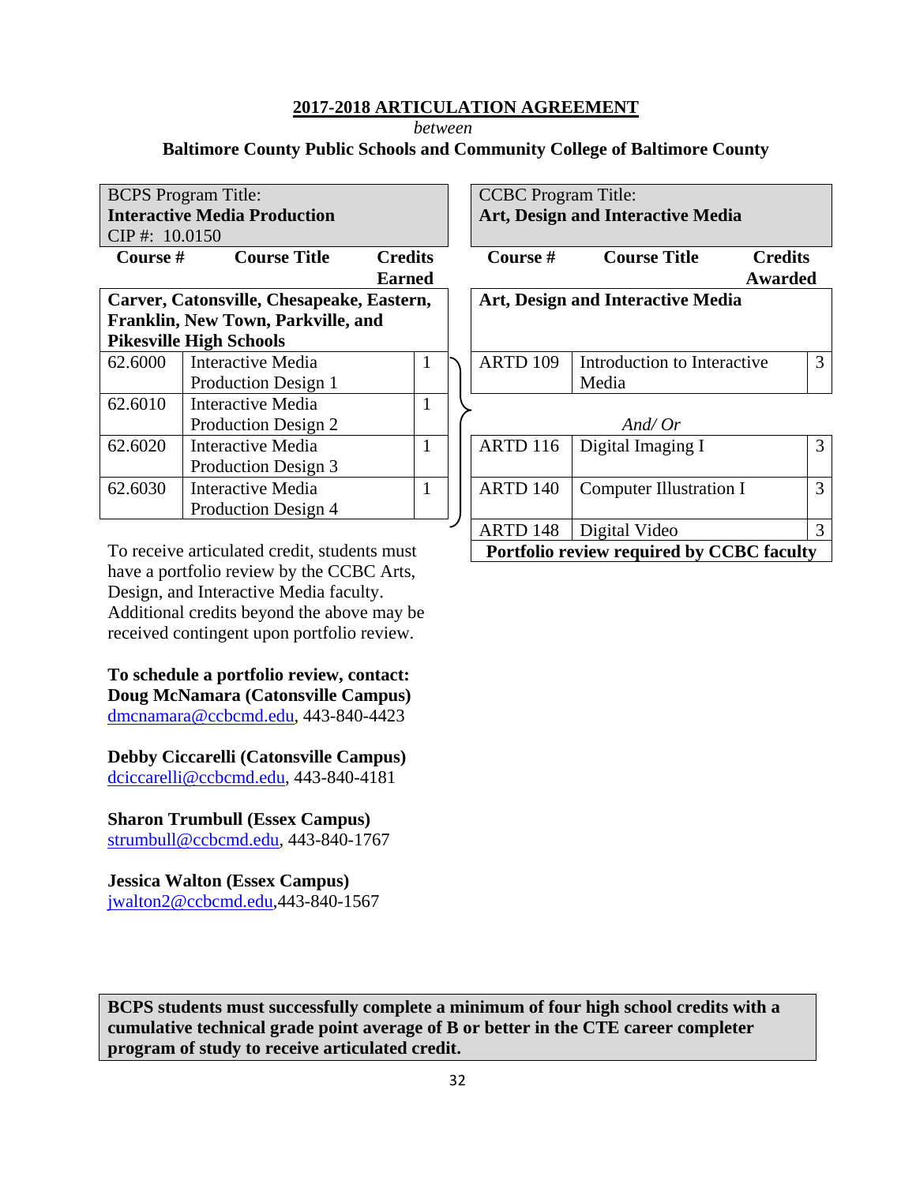**2017-2018 ARTICULATION AGREEMENT**

*between*

**Baltimore County Public Schools and Community College of Baltimore County**

| BCPS Program Title: **Interactive Media Production** CIP #: 10.0150 | | |
|---|---|---|
| **Course #** | **Course Title** | **Credits Earned** |
| **Carver, Catonsville, Chesapeake, Eastern, Franklin, New Town, Parkville, and Pikesville High Schools** | | |
| 62.6000 | Interactive Media Production Design 1 | 1 |
| 62.6010 | Interactive Media Production Design 2 | 1 |
| 62.6020 | Interactive Media Production Design 3 | 1 |
| 62.6030 | Interactive Media Production Design 4 | 1 |

| CCBC Program Title: **Art, Design and Interactive Media** | | |
|---|---|---|
| **Course #** | **Course Title** | **Credits Awarded** |
| **Art, Design and Interactive Media** | | |
| ARTD 109 | Introduction to Interactive Media | 3 |
| | *And/ Or* | |
| ARTD 116 | Digital Imaging I | 3 |
| ARTD 140 | Computer Illustration I | 3 |
| ARTD 148 | Digital Video | 3 |
| **Portfolio review required by CCBC faculty** | | |

To receive articulated credit, students must have a portfolio review by the CCBC Arts, Design, and Interactive Media faculty. Additional credits beyond the above may be received contingent upon portfolio review.

**To schedule a portfolio review, contact:**
**Doug McNamara (Catonsville Campus)**
dmcnamara@ccbcmd.edu, 443-840-4423

**Debby Ciccarelli (Catonsville Campus)**
dciccarelli@ccbcmd.edu, 443-840-4181

**Sharon Trumbull (Essex Campus)**
strumbull@ccbcmd.edu, 443-840-1767

**Jessica Walton (Essex Campus)**
jwalton2@ccbcmd.edu,443-840-1567

**BCPS students must successfully complete a minimum of four high school credits with a cumulative technical grade point average of B or better in the CTE career completer program of study to receive articulated credit.**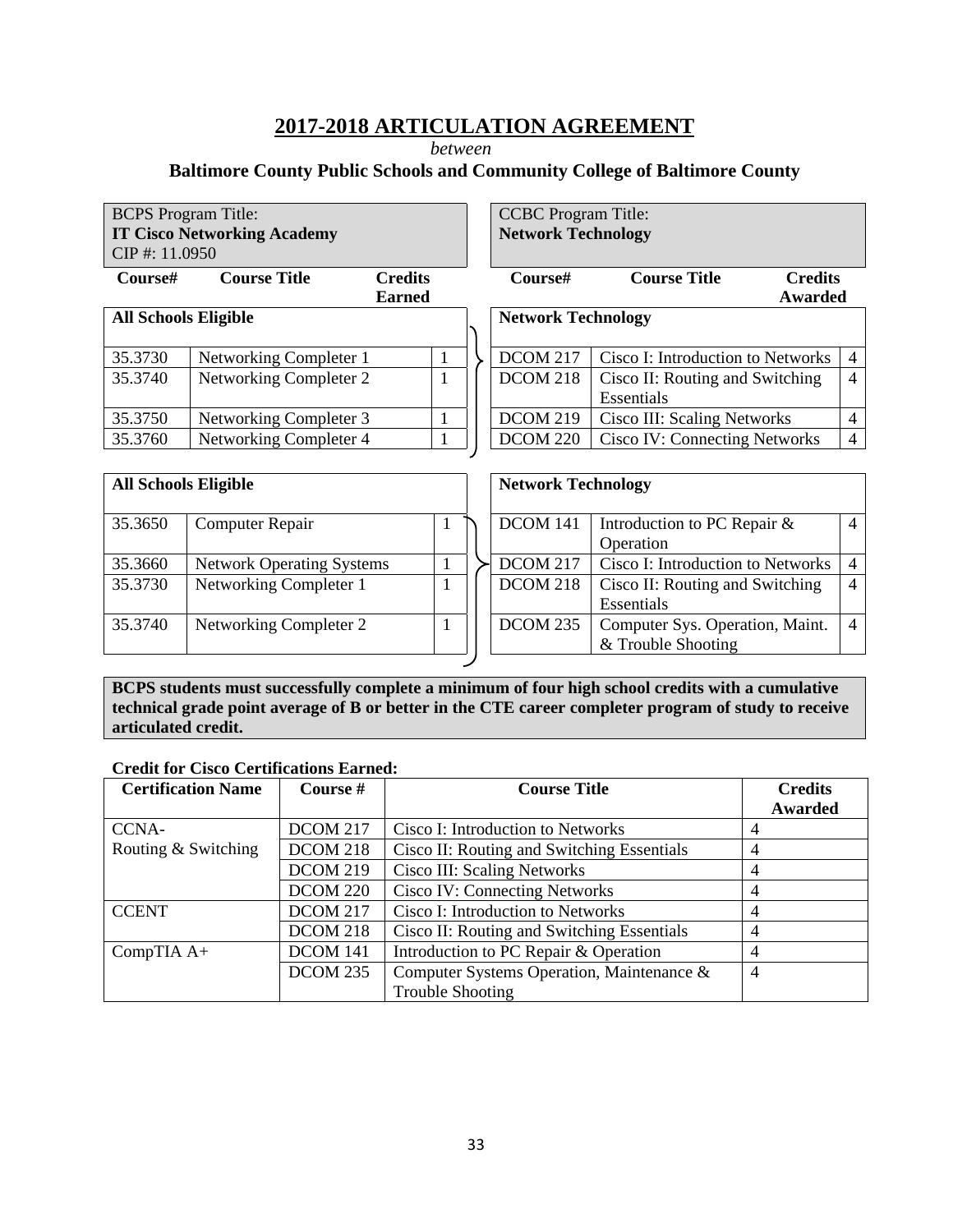# 2017-2018 ARTICULATION AGREEMENT

*between*

**Baltimore County Public Schools and Community College of Baltimore County**

| BCPS Program Title: **IT Cisco Networking Academy** CIP #: 11.0950 | | | CCBC Program Title: **Network Technology** | | |
|---|---|---|---|---|---|
| **Course#** | **Course Title** | **Credits Earned** | **Course#** | **Course Title** | **Credits Awarded** |
| **All Schools Eligible** | | | **Network Technology** | | |
| 35.3730 | Networking Completer 1 | 1 | DCOM 217 | Cisco I: Introduction to Networks | 4 |
| 35.3740 | Networking Completer 2 | 1 | DCOM 218 | Cisco II: Routing and Switching Essentials | 4 |
| 35.3750 | Networking Completer 3 | 1 | DCOM 219 | Cisco III: Scaling Networks | 4 |
| 35.3760 | Networking Completer 4 | 1 | DCOM 220 | Cisco IV: Connecting Networks | 4 |

| **All Schools Eligible** | | | **Network Technology** | | |
|---|---|---|---|---|---|
| 35.3650 | Computer Repair | 1 | DCOM 141 | Introduction to PC Repair & Operation | 4 |
| 35.3660 | Network Operating Systems | 1 | DCOM 217 | Cisco I: Introduction to Networks | 4 |
| 35.3730 | Networking Completer 1 | 1 | DCOM 218 | Cisco II: Routing and Switching Essentials | 4 |
| 35.3740 | Networking Completer 2 | 1 | DCOM 235 | Computer Sys. Operation, Maint. & Trouble Shooting | 4 |

**BCPS students must successfully complete a minimum of four high school credits with a cumulative technical grade point average of B or better in the CTE career completer program of study to receive articulated credit.**

**Credit for Cisco Certifications Earned:**

| Certification Name | Course # | Course Title | Credits Awarded |
|---|---|---|---|
| CCNA- Routing & Switching | DCOM 217 | Cisco I: Introduction to Networks | 4 |
| | DCOM 218 | Cisco II: Routing and Switching Essentials | 4 |
| | DCOM 219 | Cisco III: Scaling Networks | 4 |
| | DCOM 220 | Cisco IV: Connecting Networks | 4 |
| CCENT | DCOM 217 | Cisco I: Introduction to Networks | 4 |
| | DCOM 218 | Cisco II: Routing and Switching Essentials | 4 |
| CompTIA A+ | DCOM 141 | Introduction to PC Repair & Operation | 4 |
| | DCOM 235 | Computer Systems Operation, Maintenance & Trouble Shooting | 4 |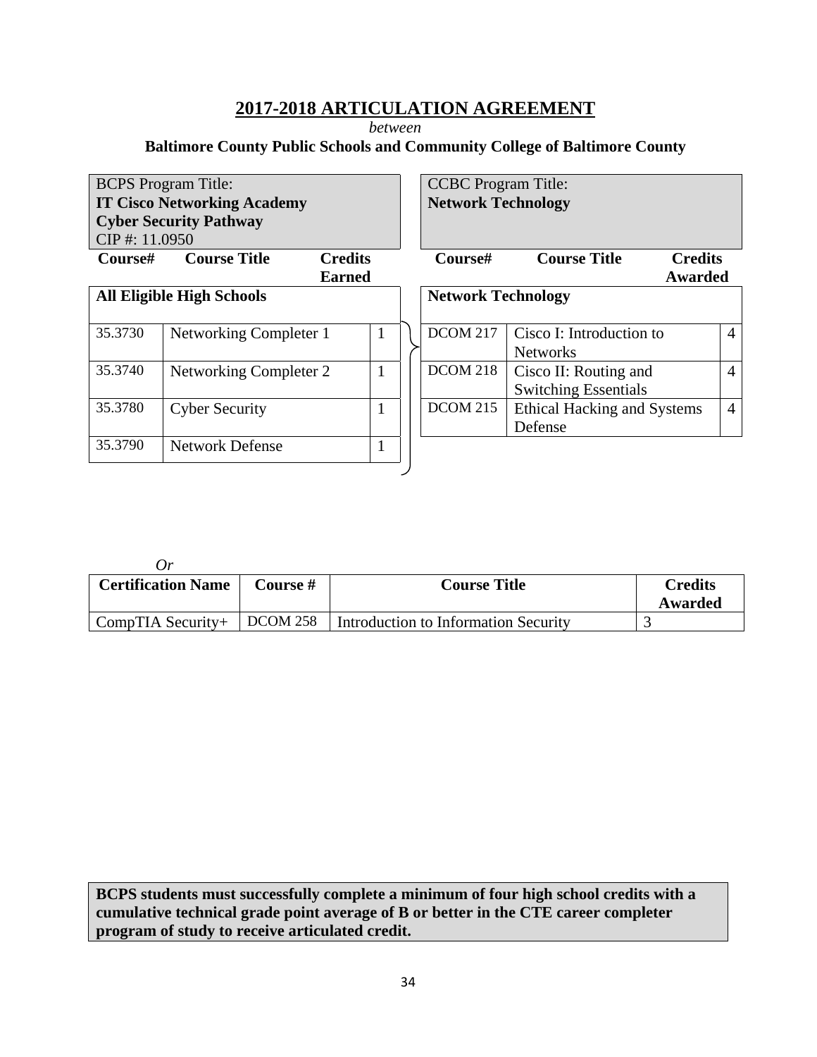# 2017-2018 ARTICULATION AGREEMENT

*between*

**Baltimore County Public Schools and Community College of Baltimore County**

| BCPS Program Title: **IT Cisco Networking Academy Cyber Security Pathway** CIP #: 11.0950 | | | CCBC Program Title: **Network Technology** | | |
|---|---|---|---|---|---|
| **Course#** | **Course Title** | **Credits Earned** | **Course#** | **Course Title** | **Credits Awarded** |
| **All Eligible High Schools** | | | **Network Technology** | | |
| 35.3730 | Networking Completer 1 | 1 | DCOM 217 | Cisco I: Introduction to Networks | 4 |
| 35.3740 | Networking Completer 2 | 1 | DCOM 218 | Cisco II: Routing and Switching Essentials | 4 |
| 35.3780 | Cyber Security | 1 | DCOM 215 | Ethical Hacking and Systems Defense | 4 |
| 35.3790 | Network Defense | 1 | | | |

*Or*

| Certification Name | Course # | Course Title | Credits Awarded |
|---|---|---|---|
| CompTIA Security+ | DCOM 258 | Introduction to Information Security | 3 |

**BCPS students must successfully complete a minimum of four high school credits with a cumulative technical grade point average of B or better in the CTE career completer program of study to receive articulated credit.**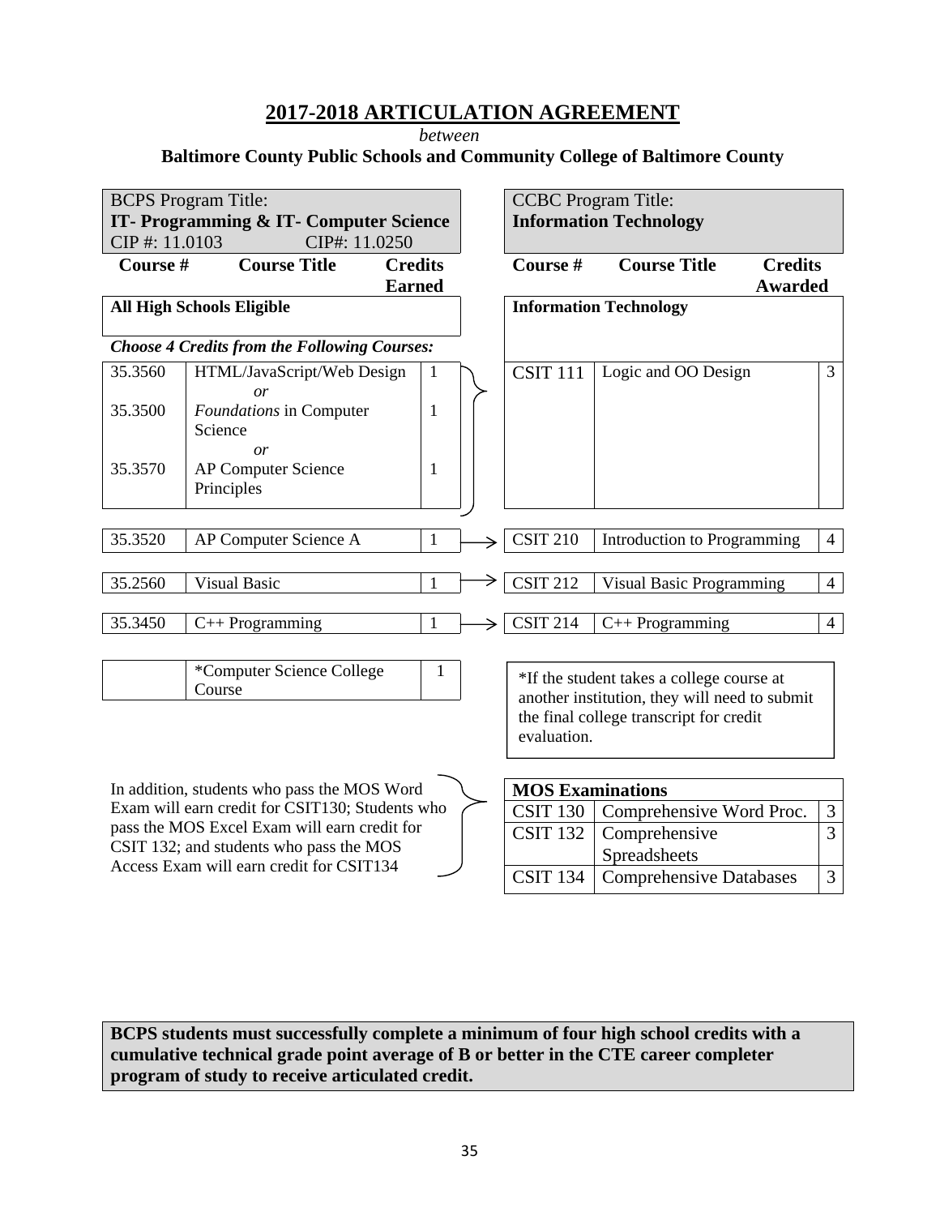# 2017-2018 ARTICULATION AGREEMENT

*between*

**Baltimore County Public Schools and Community College of Baltimore County**

| BCPS Program Title: **IT- Programming & IT- Computer Science** CIP #: 11.0103 CIP#: 11.0250 | | | CCBC Program Title: **Information Technology** | | |
|---|---|---|---|---|---|
| **Course #** | **Course Title** | **Credits Earned** | **Course #** | **Course Title** | **Credits Awarded** |
| **All High Schools Eligible** | | | **Information Technology** | | |
| ***Choose 4 Credits from the Following Courses:*** | | | | | |
| 35.3560 | HTML/JavaScript/Web Design *or* | 1 | CSIT 111 | Logic and OO Design | 3 |
| 35.3500 | *Foundations* in Computer Science *or* | 1 | | | |
| 35.3570 | AP Computer Science Principles | 1 | | | |
| 35.3520 | AP Computer Science A | 1 | CSIT 210 | Introduction to Programming | 4 |
| 35.2560 | Visual Basic | 1 | CSIT 212 | Visual Basic Programming | 4 |
| 35.3450 | C++ Programming | 1 | CSIT 214 | C++ Programming | 4 |
| | *Computer Science College Course | 1 | | | |

*If the student takes a college course at another institution, they will need to submit the final college transcript for credit evaluation.

In addition, students who pass the MOS Word Exam will earn credit for CSIT130; Students who pass the MOS Excel Exam will earn credit for CSIT 132; and students who pass the MOS Access Exam will earn credit for CSIT134

| **MOS Examinations** | | |
|---|---|---|
| CSIT 130 | Comprehensive Word Proc. | 3 |
| CSIT 132 | Comprehensive Spreadsheets | 3 |
| CSIT 134 | Comprehensive Databases | 3 |

**BCPS students must successfully complete a minimum of four high school credits with a cumulative technical grade point average of B or better in the CTE career completer program of study to receive articulated credit.**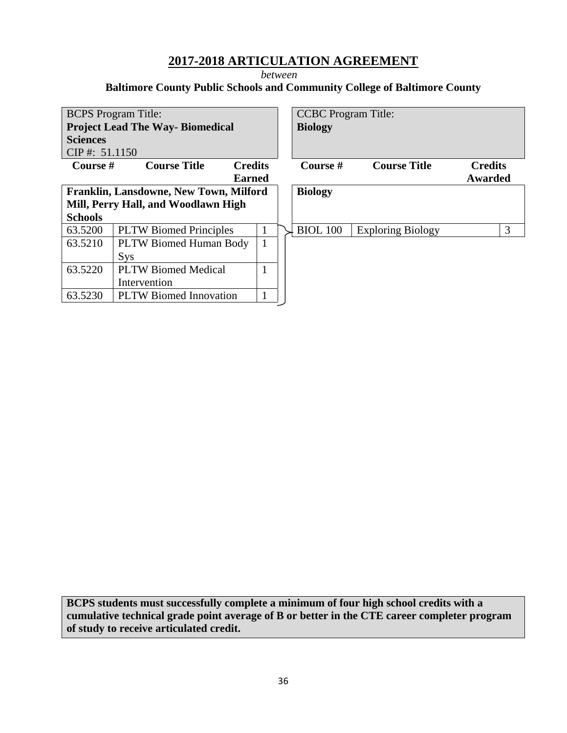## 2017-2018 ARTICULATION AGREEMENT

*between*

**Baltimore County Public Schools and Community College of Baltimore County**

| BCPS Program Title: **Project Lead The Way- Biomedical Sciences** CIP #: 51.1150 | | | CCBC Program Title: **Biology** | | |
|---|---|---|---|---|---|
| **Course #** | **Course Title** | **Credits Earned** | **Course #** | **Course Title** | **Credits Awarded** |
| **Franklin, Lansdowne, New Town, Milford Mill, Perry Hall, and Woodlawn High Schools** | | | **Biology** | | |
| 63.5200 | PLTW Biomed Principles | 1 | BIOL 100 | Exploring Biology | 3 |
| 63.5210 | PLTW Biomed Human Body Sys | 1 | | | |
| 63.5220 | PLTW Biomed Medical Intervention | 1 | | | |
| 63.5230 | PLTW Biomed Innovation | 1 | | | |

**BCPS students must successfully complete a minimum of four high school credits with a cumulative technical grade point average of B or better in the CTE career completer program of study to receive articulated credit.**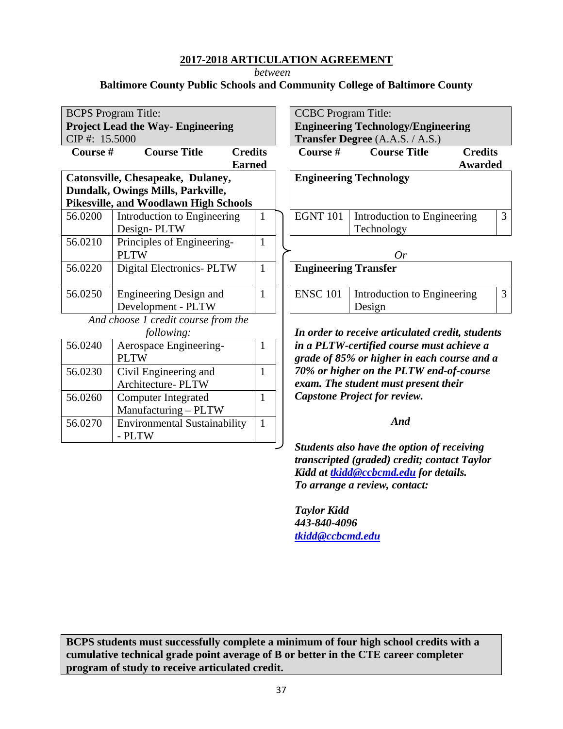## 2017-2018 ARTICULATION AGREEMENT

*between*

**Baltimore County Public Schools and Community College of Baltimore County**

| BCPS Program Title: **Project Lead the Way- Engineering** CIP #: 15.5000 | | |
|---|---|---|
| **Course #** | **Course Title** | **Credits Earned** |
| **Catonsville, Chesapeake, Dulaney, Dundalk, Owings Mills, Parkville, Pikesville, and Woodlawn High Schools** | | |
| 56.0200 | Introduction to Engineering Design- PLTW | 1 |
| 56.0210 | Principles of Engineering- PLTW | 1 |
| 56.0220 | Digital Electronics- PLTW | 1 |
| 56.0250 | Engineering Design and Development - PLTW | 1 |
| *And choose 1 credit course from the following:* | | |
| 56.0240 | Aerospace Engineering- PLTW | 1 |
| 56.0230 | Civil Engineering and Architecture- PLTW | 1 |
| 56.0260 | Computer Integrated Manufacturing – PLTW | 1 |
| 56.0270 | Environmental Sustainability - PLTW | 1 |

| CCBC Program Title: **Engineering Technology/Engineering Transfer Degree** (A.A.S. / A.S.) | | |
|---|---|---|
| **Course #** | **Course Title** | **Credits Awarded** |
| **Engineering Technology** | | |
| EGNT 101 | Introduction to Engineering Technology | 3 |
| *Or* | | |
| **Engineering Transfer** | | |
| ENSC 101 | Introduction to Engineering Design | 3 |

***In order to receive articulated credit, students in a PLTW-certified course must achieve a grade of 85% or higher in each course and a 70% or higher on the PLTW end-of-course exam. The student must present their Capstone Project for review.***

***And***

***Students also have the option of receiving transcripted (graded) credit; contact Taylor Kidd at [tkidd@ccbcmd.edu](mailto:tkidd@ccbcmd.edu) for details. To arrange a review, contact:***

***Taylor Kidd***
***443-840-4096***
***[tkidd@ccbcmd.edu](mailto:tkidd@ccbcmd.edu)***

**BCPS students must successfully complete a minimum of four high school credits with a cumulative technical grade point average of B or better in the CTE career completer program of study to receive articulated credit.**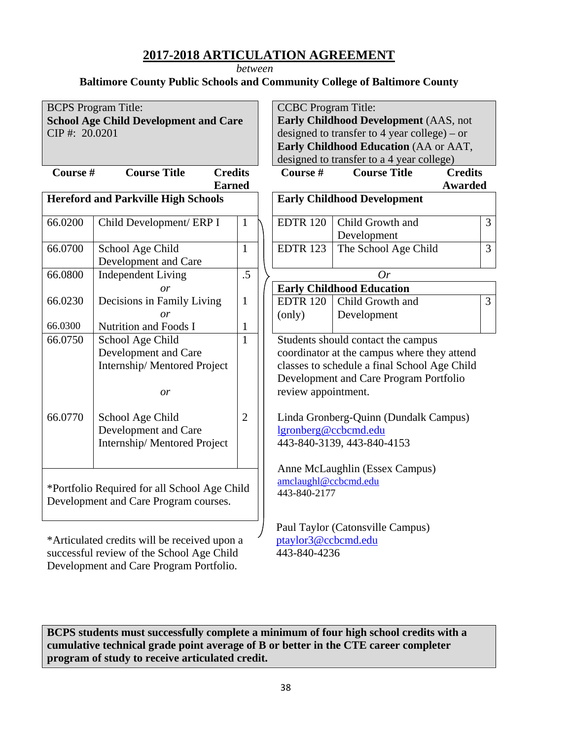## 2017-2018 ARTICULATION AGREEMENT

*between*

**Baltimore County Public Schools and Community College of Baltimore County**

| BCPS Program Title: **School Age Child Development and Care** CIP #: 20.0201 | | |
|---|---|---|
| **Course #** | **Course Title** | **Credits Earned** |
| **Hereford and Parkville High Schools** | | |
| 66.0200 | Child Development/ ERP I | 1 |
| 66.0700 | School Age Child Development and Care | 1 |
| 66.0800 | Independent Living | .5 |
| | *or* | |
| 66.0230 | Decisions in Family Living | 1 |
| | *or* | |
| 66.0300 | Nutrition and Foods I | 1 |
| 66.0750 | School Age Child Development and Care Internship/ Mentored Project | 1 |
| | *or* | |
| 66.0770 | School Age Child Development and Care Internship/ Mentored Project | 2 |
| *Portfolio Required for all School Age Child Development and Care Program courses. | | |

*Articulated credits will be received upon a successful review of the School Age Child Development and Care Program Portfolio.

| CCBC Program Title: **Early Childhood Development** (AAS, not designed to transfer to 4 year college) – or **Early Childhood Education** (AA or AAT, designed to transfer to a 4 year college) | | |
|---|---|---|
| **Course #** | **Course Title** | **Credits Awarded** |
| **Early Childhood Development** | | |
| EDTR 120 | Child Growth and Development | 3 |
| EDTR 123 | The School Age Child | 3 |
| | *Or* | |
| **Early Childhood Education** | | |
| EDTR 120 (only) | Child Growth and Development | 3 |

Students should contact the campus coordinator at the campus where they attend classes to schedule a final School Age Child Development and Care Program Portfolio review appointment.

Linda Gronberg-Quinn (Dundalk Campus)
lgronberg@ccbcmd.edu
443-840-3139, 443-840-4153

Anne McLaughlin (Essex Campus)
amclaughl@ccbcmd.edu
443-840-2177

Paul Taylor (Catonsville Campus)
ptaylor3@ccbcmd.edu
443-840-4236

**BCPS students must successfully complete a minimum of four high school credits with a cumulative technical grade point average of B or better in the CTE career completer program of study to receive articulated credit.**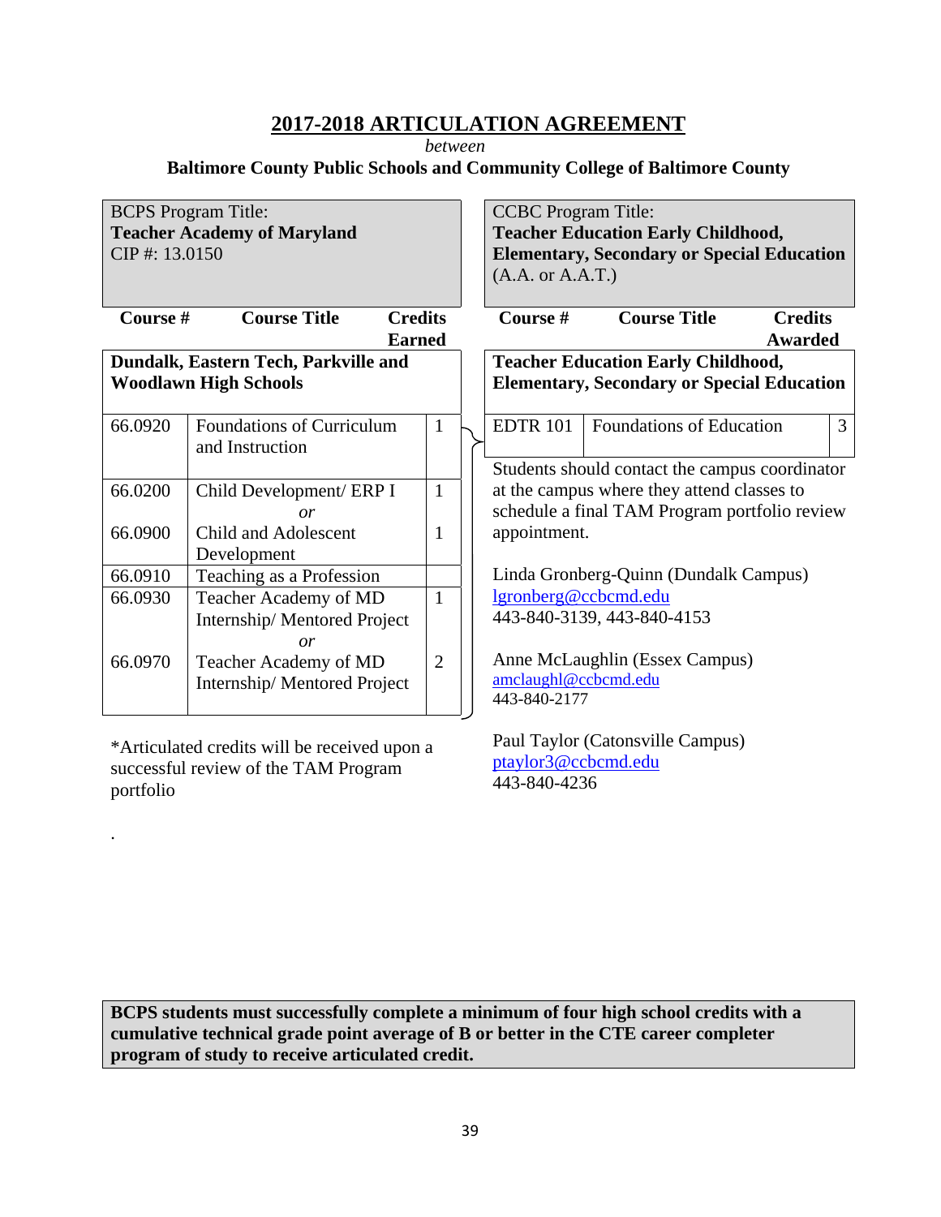## 2017-2018 ARTICULATION AGREEMENT

*between*

**Baltimore County Public Schools and Community College of Baltimore County**

| BCPS Program Title: **Teacher Academy of Maryland** CIP #: 13.0150 | | | CCBC Program Title: **Teacher Education Early Childhood, Elementary, Secondary or Special Education** (A.A. or A.A.T.) | | |
|---|---|---|---|---|---|
| **Course #** | **Course Title** | **Credits Earned** | **Course #** | **Course Title** | **Credits Awarded** |
| **Dundalk, Eastern Tech, Parkville and Woodlawn High Schools** | | | **Teacher Education Early Childhood, Elementary, Secondary or Special Education** | | |
| 66.0920 | Foundations of Curriculum and Instruction | 1 | EDTR 101 | Foundations of Education | 3 |
| 66.0200 | Child Development/ ERP I *or* | 1 | | | |
| 66.0900 | Child and Adolescent Development | 1 | | | |
| 66.0910 | Teaching as a Profession | | | | |
| 66.0930 | Teacher Academy of MD Internship/ Mentored Project *or* | 1 | | | |
| 66.0970 | Teacher Academy of MD Internship/ Mentored Project | 2 | | | |

*Articulated credits will be received upon a successful review of the TAM Program portfolio

.

Students should contact the campus coordinator at the campus where they attend classes to schedule a final TAM Program portfolio review appointment.

Linda Gronberg-Quinn (Dundalk Campus)
lgronberg@ccbcmd.edu
443-840-3139, 443-840-4153

Anne McLaughlin (Essex Campus)
amclaughl@ccbcmd.edu
443-840-2177

Paul Taylor (Catonsville Campus)
ptaylor3@ccbcmd.edu
443-840-4236

**BCPS students must successfully complete a minimum of four high school credits with a cumulative technical grade point average of B or better in the CTE career completer program of study to receive articulated credit.**